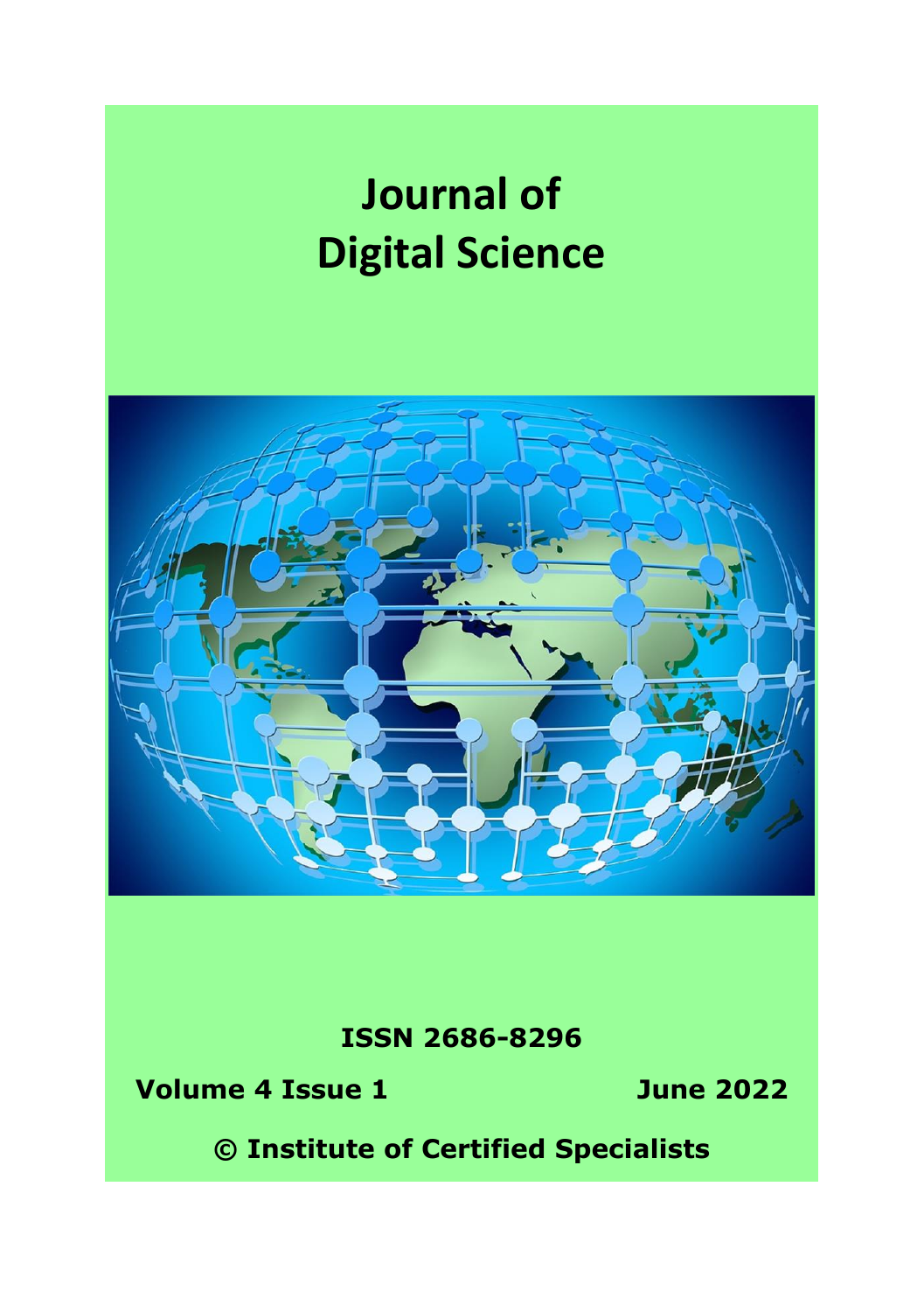# Journal of Digital Science

**ISSN 2686-8296**

**Volume 4 Issue 1** **June 2022**

**© Institute of Certified Specialists**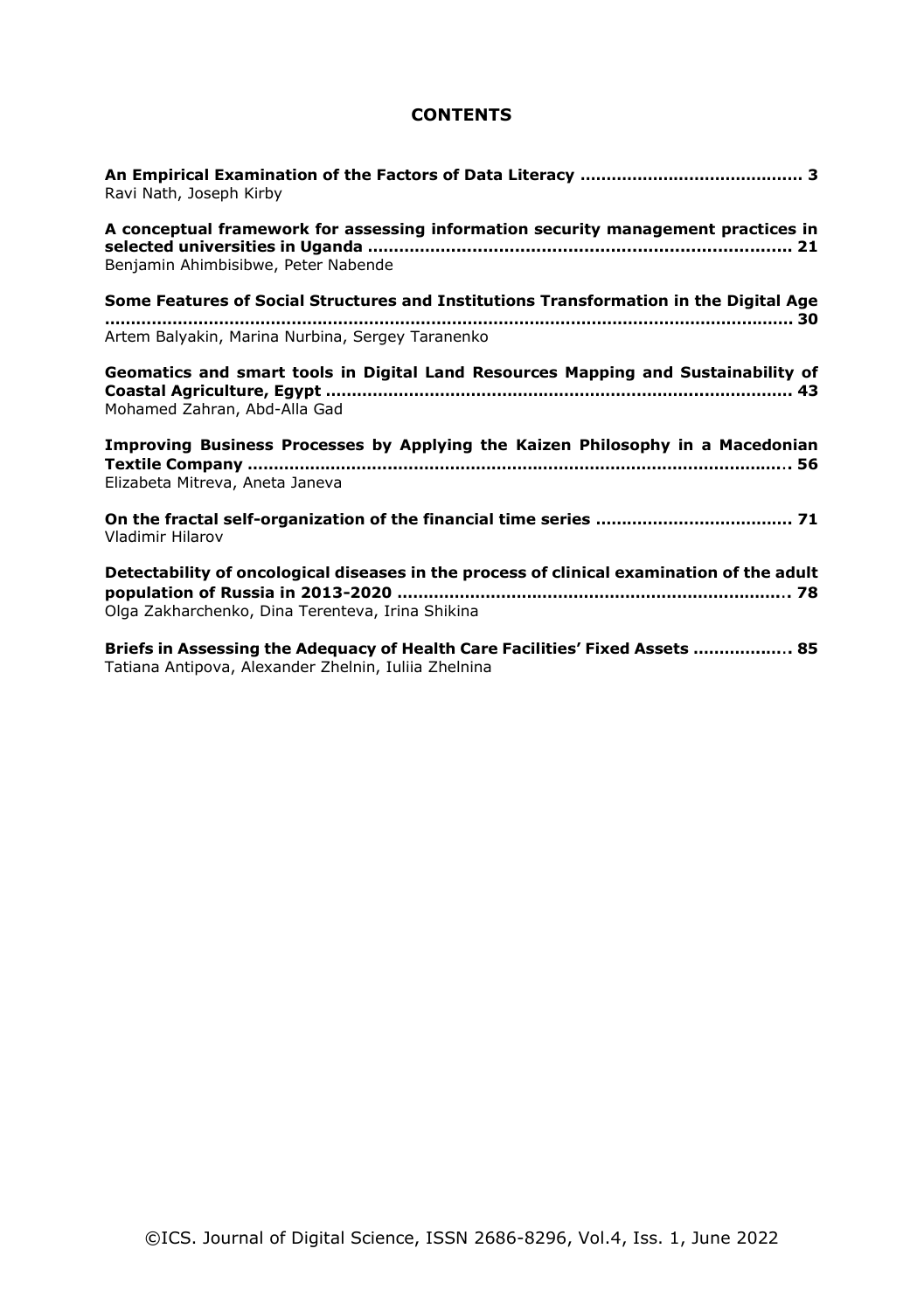# CONTENTS

**An Empirical Examination of the Factors of Data Literacy .......................................... 3**
Ravi Nath, Joseph Kirby

**A conceptual framework for assessing information security management practices in selected universities in Uganda ............................................................................... 21**
Benjamin Ahimbisibwe, Peter Nabende

**Some Features of Social Structures and Institutions Transformation in the Digital Age ................................................................................................................... 30**
Artem Balyakin, Marina Nurbina, Sergey Taranenko

**Geomatics and smart tools in Digital Land Resources Mapping and Sustainability of Coastal Agriculture, Egypt ........................................................................................ 43**
Mohamed Zahran, Abd-Alla Gad

**Improving Business Processes by Applying the Kaizen Philosophy in a Macedonian Textile Company ....................................................................................................... 56**
Elizabeta Mitreva, Aneta Janeva

**On the fractal self-organization of the financial time series ..................................... 71**
Vladimir Hilarov

**Detectability of oncological diseases in the process of clinical examination of the adult population of Russia in 2013-2020 ........................................................................... 78**
Olga Zakharchenko, Dina Terenteva, Irina Shikina

**Briefs in Assessing the Adequacy of Health Care Facilities' Fixed Assets .................. 85**
Tatiana Antipova, Alexander Zhelnin, Iuliia Zhelnina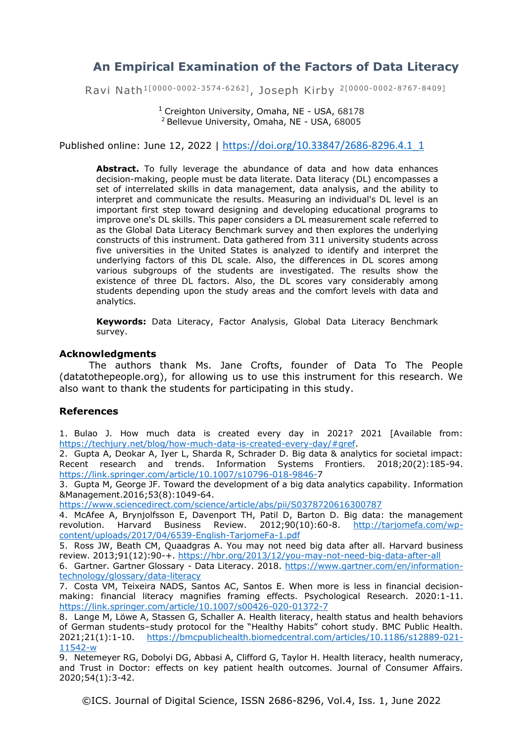# An Empirical Examination of the Factors of Data Literacy

Ravi Nath[1[0000-0002-3574-6262]], Joseph Kirby [2[0000-0002-8767-8409]]

[1] Creighton University, Omaha, NE - USA, 68178
[2] Bellevue University, Omaha, NE - USA, 68005

Published online: June 12, 2022 | https://doi.org/10.33847/2686-8296.4.1_1

**Abstract.** To fully leverage the abundance of data and how data enhances decision-making, people must be data literate. Data literacy (DL) encompasses a set of interrelated skills in data management, data analysis, and the ability to interpret and communicate the results. Measuring an individual's DL level is an important first step toward designing and developing educational programs to improve one's DL skills. This paper considers a DL measurement scale referred to as the Global Data Literacy Benchmark survey and then explores the underlying constructs of this instrument. Data gathered from 311 university students across five universities in the United States is analyzed to identify and interpret the underlying factors of this DL scale. Also, the differences in DL scores among various subgroups of the students are investigated. The results show the existence of three DL factors. Also, the DL scores vary considerably among students depending upon the study areas and the comfort levels with data and analytics.

**Keywords:** Data Literacy, Factor Analysis, Global Data Literacy Benchmark survey.

## Acknowledgments

The authors thank Ms. Jane Crofts, founder of Data To The People (datatothepeople.org), for allowing us to use this instrument for this research. We also want to thank the students for participating in this study.

## References

1. Bulao J. How much data is created every day in 2021? 2021 [Available from: https://techjury.net/blog/how-much-data-is-created-every-day/#gref.
2. Gupta A, Deokar A, Iyer L, Sharda R, Schrader D. Big data & analytics for societal impact: Recent research and trends. Information Systems Frontiers. 2018;20(2):185-94. https://link.springer.com/article/10.1007/s10796-018-9846-7
3. Gupta M, George JF. Toward the development of a big data analytics capability. Information &Management.2016;53(8):1049-64. https://www.sciencedirect.com/science/article/abs/pii/S0378720616300787
4. McAfee A, Brynjolfsson E, Davenport TH, Patil D, Barton D. Big data: the management revolution. Harvard Business Review. 2012;90(10):60-8. http://tarjomefa.com/wp-content/uploads/2017/04/6539-English-TarjomeFa-1.pdf
5. Ross JW, Beath CM, Quaadgras A. You may not need big data after all. Harvard business review. 2013;91(12):90-+. https://hbr.org/2013/12/you-may-not-need-big-data-after-all
6. Gartner. Gartner Glossary - Data Literacy. 2018. https://www.gartner.com/en/information-technology/glossary/data-literacy
7. Costa VM, Teixeira NADS, Santos AC, Santos E. When more is less in financial decision-making: financial literacy magnifies framing effects. Psychological Research. 2020:1-11. https://link.springer.com/article/10.1007/s00426-020-01372-7
8. Lange M, Löwe A, Stassen G, Schaller A. Health literacy, health status and health behaviors of German students–study protocol for the "Healthy Habits" cohort study. BMC Public Health. 2021;21(1):1-10. https://bmcpublichealth.biomedcentral.com/articles/10.1186/s12889-021-11542-w
9. Netemeyer RG, Dobolyi DG, Abbasi A, Clifford G, Taylor H. Health literacy, health numeracy, and Trust in Doctor: effects on key patient health outcomes. Journal of Consumer Affairs. 2020;54(1):3-42.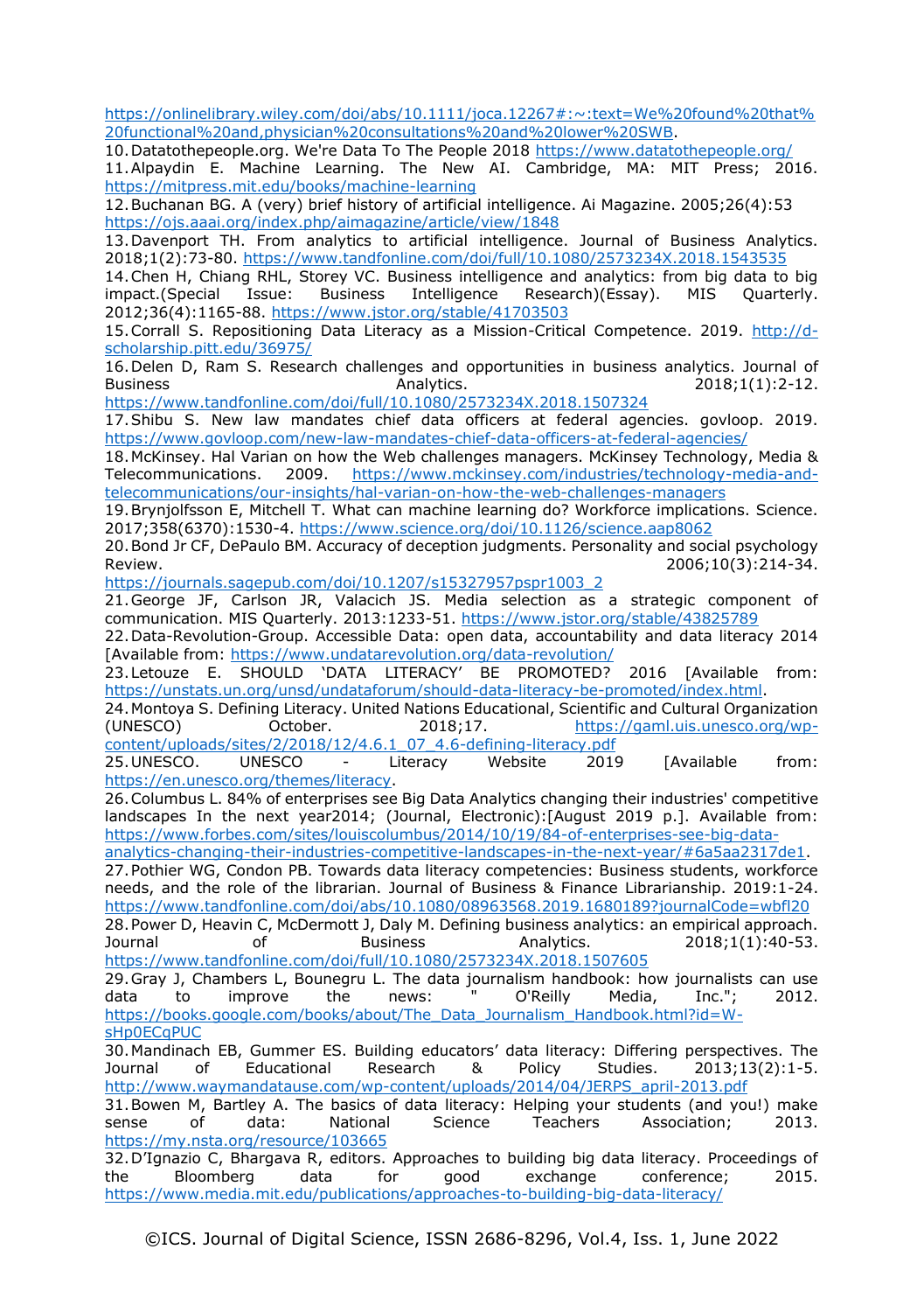https://onlinelibrary.wiley.com/doi/abs/10.1111/joca.12267#:~:text=We%20found%20that%20functional%20and,physician%20consultations%20and%20lower%20SWB.

10. Datatothepeople.org. We're Data To The People 2018 https://www.datatothepeople.org/
11. Alpaydin E. Machine Learning. The New AI. Cambridge, MA: MIT Press; 2016. https://mitpress.mit.edu/books/machine-learning
12. Buchanan BG. A (very) brief history of artificial intelligence. Ai Magazine. 2005;26(4):53 https://ojs.aaai.org/index.php/aimagazine/article/view/1848
13. Davenport TH. From analytics to artificial intelligence. Journal of Business Analytics. 2018;1(2):73-80. https://www.tandfonline.com/doi/full/10.1080/2573234X.2018.1543535
14. Chen H, Chiang RHL, Storey VC. Business intelligence and analytics: from big data to big impact.(Special Issue: Business Intelligence Research)(Essay). MIS Quarterly. 2012;36(4):1165-88. https://www.jstor.org/stable/41703503
15. Corrall S. Repositioning Data Literacy as a Mission-Critical Competence. 2019. http://d-scholarship.pitt.edu/36975/
16. Delen D, Ram S. Research challenges and opportunities in business analytics. Journal of Business Analytics. 2018;1(1):2-12. https://www.tandfonline.com/doi/full/10.1080/2573234X.2018.1507324
17. Shibu S. New law mandates chief data officers at federal agencies. govloop. 2019. https://www.govloop.com/new-law-mandates-chief-data-officers-at-federal-agencies/
18. McKinsey. Hal Varian on how the Web challenges managers. McKinsey Technology, Media & Telecommunications. 2009. https://www.mckinsey.com/industries/technology-media-and-telecommunications/our-insights/hal-varian-on-how-the-web-challenges-managers
19. Brynjolfsson E, Mitchell T. What can machine learning do? Workforce implications. Science. 2017;358(6370):1530-4. https://www.science.org/doi/10.1126/science.aap8062
20. Bond Jr CF, DePaulo BM. Accuracy of deception judgments. Personality and social psychology Review. 2006;10(3):214-34. https://journals.sagepub.com/doi/10.1207/s15327957pspr1003_2
21. George JF, Carlson JR, Valacich JS. Media selection as a strategic component of communication. MIS Quarterly. 2013:1233-51. https://www.jstor.org/stable/43825789
22. Data-Revolution-Group. Accessible Data: open data, accountability and data literacy 2014 [Available from: https://www.undatarevolution.org/data-revolution/
23. Letouze E. SHOULD 'DATA LITERACY' BE PROMOTED? 2016 [Available from: https://unstats.un.org/unsd/undataforum/should-data-literacy-be-promoted/index.html.
24. Montoya S. Defining Literacy. United Nations Educational, Scientific and Cultural Organization (UNESCO) October. 2018;17. https://gaml.uis.unesco.org/wp-content/uploads/sites/2/2018/12/4.6.1_07_4.6-defining-literacy.pdf
25. UNESCO. UNESCO - Literacy Website 2019 [Available from: https://en.unesco.org/themes/literacy.
26. Columbus L. 84% of enterprises see Big Data Analytics changing their industries' competitive landscapes In the next year2014; (Journal, Electronic):[August 2019 p.]. Available from: https://www.forbes.com/sites/louiscolumbus/2014/10/19/84-of-enterprises-see-big-data-analytics-changing-their-industries-competitive-landscapes-in-the-next-year/#6a5aa2317de1.
27. Pothier WG, Condon PB. Towards data literacy competencies: Business students, workforce needs, and the role of the librarian. Journal of Business & Finance Librarianship. 2019:1-24. https://www.tandfonline.com/doi/abs/10.1080/08963568.2019.1680189?journalCode=wbfl20
28. Power D, Heavin C, McDermott J, Daly M. Defining business analytics: an empirical approach. Journal of Business Analytics. 2018;1(1):40-53. https://www.tandfonline.com/doi/full/10.1080/2573234X.2018.1507605
29. Gray J, Chambers L, Bounegru L. The data journalism handbook: how journalists can use data to improve the news: " O'Reilly Media, Inc."; 2012. https://books.google.com/books/about/The_Data_Journalism_Handbook.html?id=W-sHp0ECqPUC
30. Mandinach EB, Gummer ES. Building educators' data literacy: Differing perspectives. The Journal of Educational Research & Policy Studies. 2013;13(2):1-5. http://www.waymandatause.com/wp-content/uploads/2014/04/JERPS_april-2013.pdf
31. Bowen M, Bartley A. The basics of data literacy: Helping your students (and you!) make sense of data: National Science Teachers Association; 2013. https://my.nsta.org/resource/103665
32. D'Ignazio C, Bhargava R, editors. Approaches to building big data literacy. Proceedings of the Bloomberg data for good exchange conference; 2015. https://www.media.mit.edu/publications/approaches-to-building-big-data-literacy/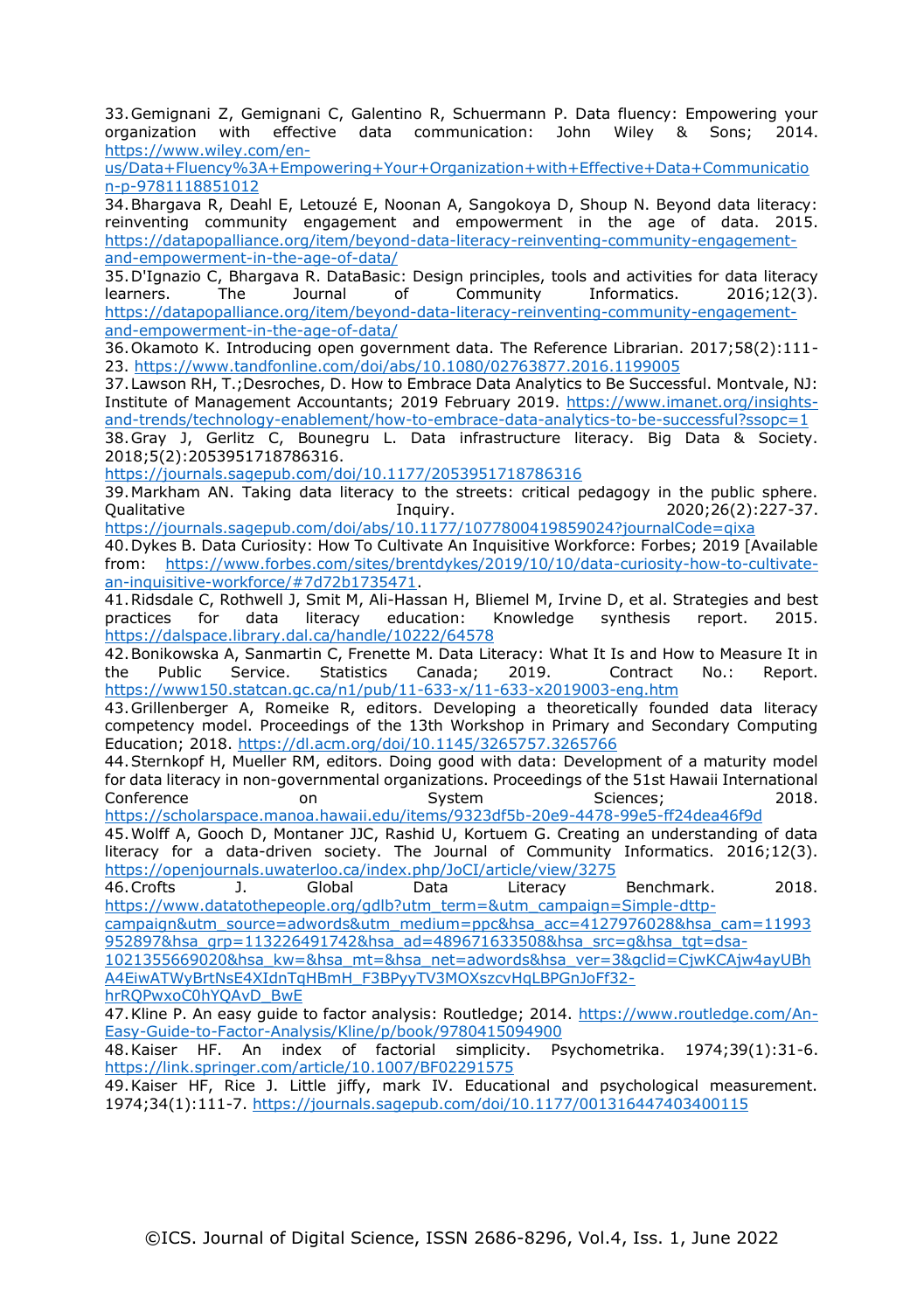33. Gemignani Z, Gemignani C, Galentino R, Schuermann P. Data fluency: Empowering your organization with effective data communication: John Wiley & Sons; 2014. https://www.wiley.com/en-us/Data+Fluency%3A+Empowering+Your+Organization+with+Effective+Data+Communication-p-9781118851012

34. Bhargava R, Deahl E, Letouzé E, Noonan A, Sangokoya D, Shoup N. Beyond data literacy: reinventing community engagement and empowerment in the age of data. 2015. https://datapopalliance.org/item/beyond-data-literacy-reinventing-community-engagement-and-empowerment-in-the-age-of-data/

35. D'Ignazio C, Bhargava R. DataBasic: Design principles, tools and activities for data literacy learners. The Journal of Community Informatics. 2016;12(3). https://datapopalliance.org/item/beyond-data-literacy-reinventing-community-engagement-and-empowerment-in-the-age-of-data/

36. Okamoto K. Introducing open government data. The Reference Librarian. 2017;58(2):111-23. https://www.tandfonline.com/doi/abs/10.1080/02763877.2016.1199005

37. Lawson RH, T.;Desroches, D. How to Embrace Data Analytics to Be Successful. Montvale, NJ: Institute of Management Accountants; 2019 February 2019. https://www.imanet.org/insights-and-trends/technology-enablement/how-to-embrace-data-analytics-to-be-successful?ssopc=1

38. Gray J, Gerlitz C, Bounegru L. Data infrastructure literacy. Big Data & Society. 2018;5(2):2053951718786316. https://journals.sagepub.com/doi/10.1177/2053951718786316

39. Markham AN. Taking data literacy to the streets: critical pedagogy in the public sphere. Qualitative Inquiry. 2020;26(2):227-37. https://journals.sagepub.com/doi/abs/10.1177/1077800419859024?journalCode=qixa

40. Dykes B. Data Curiosity: How To Cultivate An Inquisitive Workforce: Forbes; 2019 [Available from: https://www.forbes.com/sites/brentdykes/2019/10/10/data-curiosity-how-to-cultivate-an-inquisitive-workforce/#7d72b1735471.

41. Ridsdale C, Rothwell J, Smit M, Ali-Hassan H, Bliemel M, Irvine D, et al. Strategies and best practices for data literacy education: Knowledge synthesis report. 2015. https://dalspace.library.dal.ca/handle/10222/64578

42. Bonikowska A, Sanmartin C, Frenette M. Data Literacy: What It Is and How to Measure It in the Public Service. Statistics Canada; 2019. Contract No.: Report. https://www150.statcan.gc.ca/n1/pub/11-633-x/11-633-x2019003-eng.htm

43. Grillenberger A, Romeike R, editors. Developing a theoretically founded data literacy competency model. Proceedings of the 13th Workshop in Primary and Secondary Computing Education; 2018. https://dl.acm.org/doi/10.1145/3265757.3265766

44. Sternkopf H, Mueller RM, editors. Doing good with data: Development of a maturity model for data literacy in non-governmental organizations. Proceedings of the 51st Hawaii International Conference on System Sciences; 2018. https://scholarspace.manoa.hawaii.edu/items/9323df5b-20e9-4478-99e5-ff24dea46f9d

45. Wolff A, Gooch D, Montaner JJC, Rashid U, Kortuem G. Creating an understanding of data literacy for a data-driven society. The Journal of Community Informatics. 2016;12(3). https://openjournals.uwaterloo.ca/index.php/JoCI/article/view/3275

46. Crofts J. Global Data Literacy Benchmark. 2018. https://www.datatothepeople.org/gdlb?utm_term=&utm_campaign=Simple-dttp-campaign&utm_source=adwords&utm_medium=ppc&hsa_acc=4127976028&hsa_cam=11993952897&hsa_grp=113226491742&hsa_ad=489671633508&hsa_src=g&hsa_tgt=dsa-1021355669020&hsa_kw=&hsa_mt=&hsa_net=adwords&hsa_ver=3&gclid=CjwKCAjw4ayUBhA4EiwATWyBrtNsE4XIdnTqHBmH_F3BPyyTV3MOXszcvHqLBPGnJoFf32-hrRQPwxoC0hYQAvD_BwE

47. Kline P. An easy guide to factor analysis: Routledge; 2014. https://www.routledge.com/An-Easy-Guide-to-Factor-Analysis/Kline/p/book/9780415094900

48. Kaiser HF. An index of factorial simplicity. Psychometrika. 1974;39(1):31-6. https://link.springer.com/article/10.1007/BF02291575

49. Kaiser HF, Rice J. Little jiffy, mark IV. Educational and psychological measurement. 1974;34(1):111-7. https://journals.sagepub.com/doi/10.1177/001316447403400115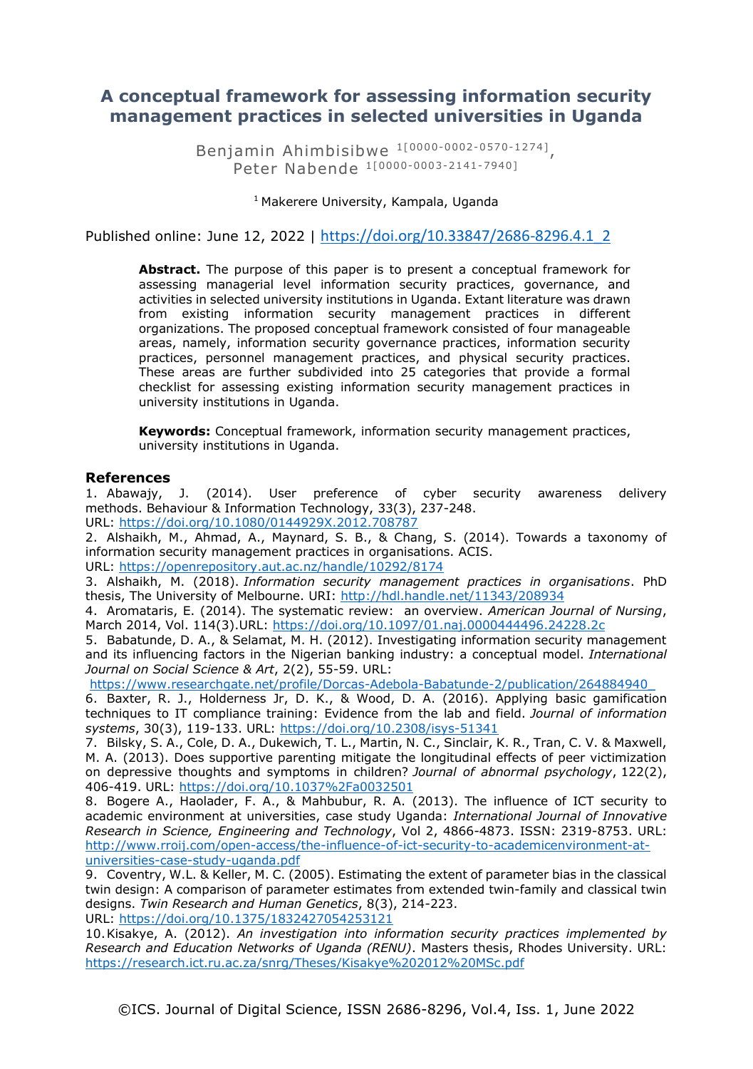# A conceptual framework for assessing information security management practices in selected universities in Uganda

Benjamin Ahimbisibwe [1[0000-0002-0570-1274]], Peter Nabende [1[0000-0003-2141-7940]]

[1] Makerere University, Kampala, Uganda

Published online: June 12, 2022 | https://doi.org/10.33847/2686-8296.4.1_2

**Abstract.** The purpose of this paper is to present a conceptual framework for assessing managerial level information security practices, governance, and activities in selected university institutions in Uganda. Extant literature was drawn from existing information security management practices in different organizations. The proposed conceptual framework consisted of four manageable areas, namely, information security governance practices, information security practices, personnel management practices, and physical security practices. These areas are further subdivided into 25 categories that provide a formal checklist for assessing existing information security management practices in university institutions in Uganda.

**Keywords:** Conceptual framework, information security management practices, university institutions in Uganda.

## References

1. Abawajy, J. (2014). User preference of cyber security awareness delivery methods. Behaviour & Information Technology, 33(3), 237-248. URL: https://doi.org/10.1080/0144929X.2012.708787
2. Alshaikh, M., Ahmad, A., Maynard, S. B., & Chang, S. (2014). Towards a taxonomy of information security management practices in organisations. ACIS. URL: https://openrepository.aut.ac.nz/handle/10292/8174
3. Alshaikh, M. (2018). *Information security management practices in organisations*. PhD thesis, The University of Melbourne. URI: http://hdl.handle.net/11343/208934
4. Aromataris, E. (2014). The systematic review: an overview. *American Journal of Nursing*, March 2014, Vol. 114(3).URL: https://doi.org/10.1097/01.naj.0000444496.24228.2c
5. Babatunde, D. A., & Selamat, M. H. (2012). Investigating information security management and its influencing factors in the Nigerian banking industry: a conceptual model. *International Journal on Social Science & Art*, 2(2), 55-59. URL: https://www.researchgate.net/profile/Dorcas-Adebola-Babatunde-2/publication/264884940_
6. Baxter, R. J., Holderness Jr, D. K., & Wood, D. A. (2016). Applying basic gamification techniques to IT compliance training: Evidence from the lab and field. *Journal of information systems*, 30(3), 119-133. URL: https://doi.org/10.2308/isys-51341
7. Bilsky, S. A., Cole, D. A., Dukewich, T. L., Martin, N. C., Sinclair, K. R., Tran, C. V. & Maxwell, M. A. (2013). Does supportive parenting mitigate the longitudinal effects of peer victimization on depressive thoughts and symptoms in children? *Journal of abnormal psychology*, 122(2), 406-419. URL: https://doi.org/10.1037%2Fa0032501
8. Bogere A., Haolader, F. A., & Mahbubur, R. A. (2013). The influence of ICT security to academic environment at universities, case study Uganda: *International Journal of Innovative Research in Science, Engineering and Technology*, Vol 2, 4866-4873. ISSN: 2319-8753. URL: http://www.rroij.com/open-access/the-influence-of-ict-security-to-academicenvironment-at-universities-case-study-uganda.pdf
9. Coventry, W.L. & Keller, M. C. (2005). Estimating the extent of parameter bias in the classical twin design: A comparison of parameter estimates from extended twin-family and classical twin designs. *Twin Research and Human Genetics*, 8(3), 214-223. URL: https://doi.org/10.1375/1832427054253121
10. Kisakye, A. (2012). *An investigation into information security practices implemented by Research and Education Networks of Uganda (RENU)*. Masters thesis, Rhodes University. URL: https://research.ict.ru.ac.za/snrg/Theses/Kisakye%202012%20MSc.pdf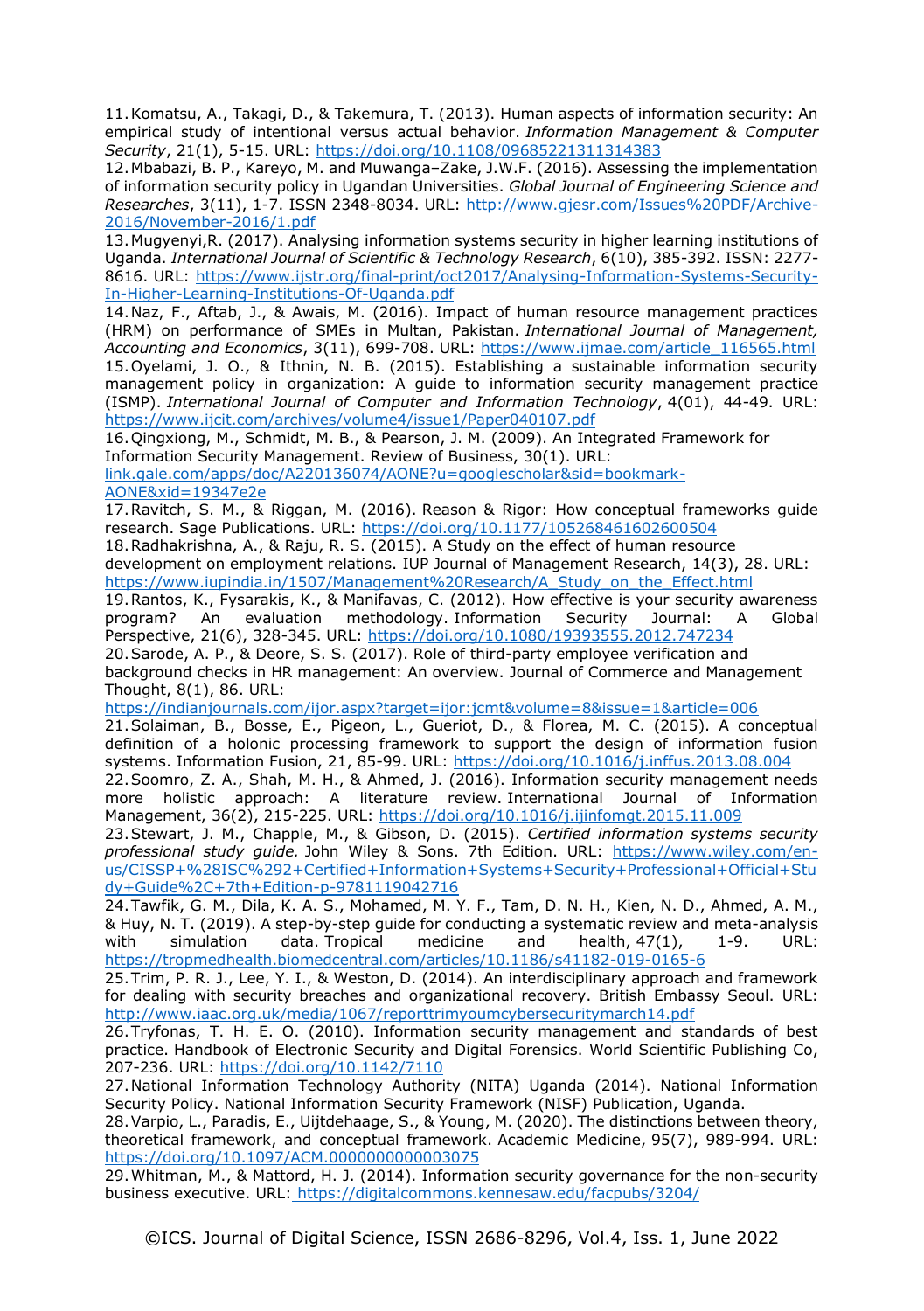11. Komatsu, A., Takagi, D., & Takemura, T. (2013). Human aspects of information security: An empirical study of intentional versus actual behavior. *Information Management & Computer Security*, 21(1), 5-15. URL: https://doi.org/10.1108/09685221311314383
12. Mbabazi, B. P., Kareyo, M. and Muwanga–Zake, J.W.F. (2016). Assessing the implementation of information security policy in Ugandan Universities. *Global Journal of Engineering Science and Researches*, 3(11), 1-7. ISSN 2348-8034. URL: http://www.gjesr.com/Issues%20PDF/Archive-2016/November-2016/1.pdf
13. Mugyenyi,R. (2017). Analysing information systems security in higher learning institutions of Uganda. *International Journal of Scientific & Technology Research*, 6(10), 385-392. ISSN: 2277-8616. URL: https://www.ijstr.org/final-print/oct2017/Analysing-Information-Systems-Security-In-Higher-Learning-Institutions-Of-Uganda.pdf
14. Naz, F., Aftab, J., & Awais, M. (2016). Impact of human resource management practices (HRM) on performance of SMEs in Multan, Pakistan. *International Journal of Management, Accounting and Economics*, 3(11), 699-708. URL: https://www.ijmae.com/article_116565.html
15. Oyelami, J. O., & Ithnin, N. B. (2015). Establishing a sustainable information security management policy in organization: A guide to information security management practice (ISMP). *International Journal of Computer and Information Technology*, 4(01), 44-49. URL: https://www.ijcit.com/archives/volume4/issue1/Paper040107.pdf
16. Qingxiong, M., Schmidt, M. B., & Pearson, J. M. (2009). An Integrated Framework for Information Security Management. Review of Business, 30(1). URL: link.gale.com/apps/doc/A220136074/AONE?u=googlescholar&sid=bookmark-AONE&xid=19347e2e
17. Ravitch, S. M., & Riggan, M. (2016). Reason & Rigor: How conceptual frameworks guide research. Sage Publications. URL: https://doi.org/10.1177/105268461602600504
18. Radhakrishna, A., & Raju, R. S. (2015). A Study on the effect of human resource development on employment relations. IUP Journal of Management Research, 14(3), 28. URL: https://www.iupindia.in/1507/Management%20Research/A_Study_on_the_Effect.html
19. Rantos, K., Fysarakis, K., & Manifavas, C. (2012). How effective is your security awareness program? An evaluation methodology. Information Security Journal: A Global Perspective, 21(6), 328-345. URL: https://doi.org/10.1080/19393555.2012.747234
20. Sarode, A. P., & Deore, S. S. (2017). Role of third-party employee verification and background checks in HR management: An overview. Journal of Commerce and Management Thought, 8(1), 86. URL: https://indianjournals.com/ijor.aspx?target=ijor:jcmt&volume=8&issue=1&article=006
21. Solaiman, B., Bosse, E., Pigeon, L., Gueriot, D., & Florea, M. C. (2015). A conceptual definition of a holonic processing framework to support the design of information fusion systems. Information Fusion, 21, 85-99. URL: https://doi.org/10.1016/j.inffus.2013.08.004
22. Soomro, Z. A., Shah, M. H., & Ahmed, J. (2016). Information security management needs more holistic approach: A literature review. International Journal of Information Management, 36(2), 215-225. URL: https://doi.org/10.1016/j.ijinfomgt.2015.11.009
23. Stewart, J. M., Chapple, M., & Gibson, D. (2015). *Certified information systems security professional study guide.* John Wiley & Sons. 7th Edition. URL: https://www.wiley.com/en-us/CISSP+%28ISC%292+Certified+Information+Systems+Security+Professional+Official+Study+Guide%2C+7th+Edition-p-9781119042716
24. Tawfik, G. M., Dila, K. A. S., Mohamed, M. Y. F., Tam, D. N. H., Kien, N. D., Ahmed, A. M., & Huy, N. T. (2019). A step-by-step guide for conducting a systematic review and meta-analysis with simulation data. Tropical medicine and health, 47(1), 1-9. URL: https://tropmedhealth.biomedcentral.com/articles/10.1186/s41182-019-0165-6
25. Trim, P. R. J., Lee, Y. I., & Weston, D. (2014). An interdisciplinary approach and framework for dealing with security breaches and organizational recovery. British Embassy Seoul. URL: http://www.iaac.org.uk/media/1067/reporttrimyoumcybersecuritymarch14.pdf
26. Tryfonas, T. H. E. O. (2010). Information security management and standards of best practice. Handbook of Electronic Security and Digital Forensics. World Scientific Publishing Co, 207-236. URL: https://doi.org/10.1142/7110
27. National Information Technology Authority (NITA) Uganda (2014). National Information Security Policy. National Information Security Framework (NISF) Publication, Uganda.
28. Varpio, L., Paradis, E., Uijtdehaage, S., & Young, M. (2020). The distinctions between theory, theoretical framework, and conceptual framework. Academic Medicine, 95(7), 989-994. URL: https://doi.org/10.1097/ACM.0000000000003075
29. Whitman, M., & Mattord, H. J. (2014). Information security governance for the non-security business executive. URL: https://digitalcommons.kennesaw.edu/facpubs/3204/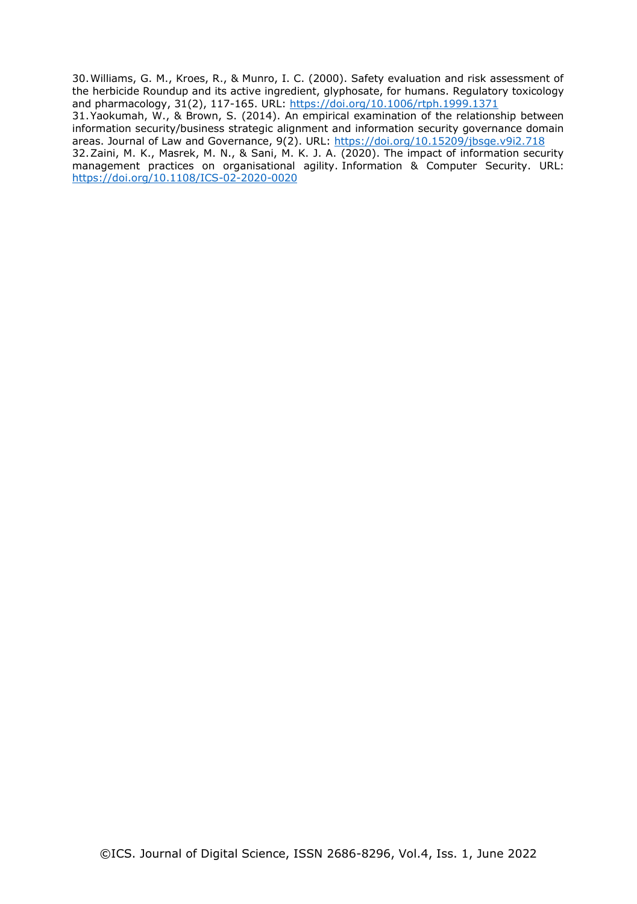30. Williams, G. M., Kroes, R., & Munro, I. C. (2000). Safety evaluation and risk assessment of the herbicide Roundup and its active ingredient, glyphosate, for humans. Regulatory toxicology and pharmacology, 31(2), 117-165. URL: https://doi.org/10.1006/rtph.1999.1371
31. Yaokumah, W., & Brown, S. (2014). An empirical examination of the relationship between information security/business strategic alignment and information security governance domain areas. Journal of Law and Governance, 9(2). URL: https://doi.org/10.15209/jbsge.v9i2.718
32. Zaini, M. K., Masrek, M. N., & Sani, M. K. J. A. (2020). The impact of information security management practices on organisational agility. Information & Computer Security. URL: https://doi.org/10.1108/ICS-02-2020-0020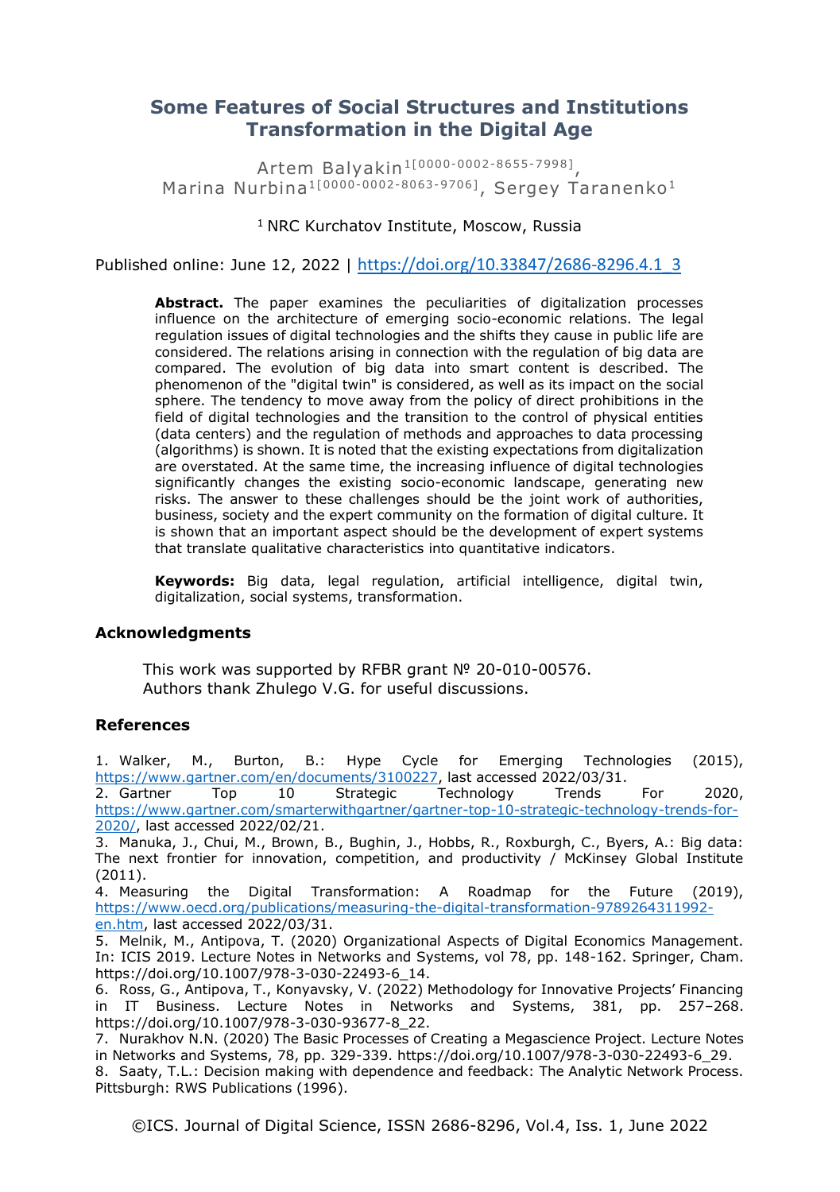# Some Features of Social Structures and Institutions Transformation in the Digital Age

Artem Balyakin[1[0000-0002-8655-7998]], Marina Nurbina[1[0000-0002-8063-9706]], Sergey Taranenko[1]

[1] NRC Kurchatov Institute, Moscow, Russia

Published online: June 12, 2022 | https://doi.org/10.33847/2686-8296.4.1_3

**Abstract.** The paper examines the peculiarities of digitalization processes influence on the architecture of emerging socio-economic relations. The legal regulation issues of digital technologies and the shifts they cause in public life are considered. The relations arising in connection with the regulation of big data are compared. The evolution of big data into smart content is described. The phenomenon of the "digital twin" is considered, as well as its impact on the social sphere. The tendency to move away from the policy of direct prohibitions in the field of digital technologies and the transition to the control of physical entities (data centers) and the regulation of methods and approaches to data processing (algorithms) is shown. It is noted that the existing expectations from digitalization are overstated. At the same time, the increasing influence of digital technologies significantly changes the existing socio-economic landscape, generating new risks. The answer to these challenges should be the joint work of authorities, business, society and the expert community on the formation of digital culture. It is shown that an important aspect should be the development of expert systems that translate qualitative characteristics into quantitative indicators.

**Keywords:** Big data, legal regulation, artificial intelligence, digital twin, digitalization, social systems, transformation.

### Acknowledgments

This work was supported by RFBR grant № 20-010-00576.
Authors thank Zhulego V.G. for useful discussions.

### References

1. Walker, M., Burton, B.: Hype Cycle for Emerging Technologies (2015), https://www.gartner.com/en/documents/3100227, last accessed 2022/03/31.
2. Gartner Top 10 Strategic Technology Trends For 2020, https://www.gartner.com/smarterwithgartner/gartner-top-10-strategic-technology-trends-for-2020/, last accessed 2022/02/21.
3. Manuka, J., Chui, M., Brown, B., Bughin, J., Hobbs, R., Roxburgh, C., Byers, A.: Big data: The next frontier for innovation, competition, and productivity / McKinsey Global Institute (2011).
4. Measuring the Digital Transformation: A Roadmap for the Future (2019), https://www.oecd.org/publications/measuring-the-digital-transformation-9789264311992-en.htm, last accessed 2022/03/31.
5. Melnik, M., Antipova, T. (2020) Organizational Aspects of Digital Economics Management. In: ICIS 2019. Lecture Notes in Networks and Systems, vol 78, pp. 148-162. Springer, Cham. https://doi.org/10.1007/978-3-030-22493-6_14.
6. Ross, G., Antipova, T., Konyavsky, V. (2022) Methodology for Innovative Projects' Financing in IT Business. Lecture Notes in Networks and Systems, 381, pp. 257–268. https://doi.org/10.1007/978-3-030-93677-8_22.
7. Nurakhov N.N. (2020) The Basic Processes of Creating a Megascience Project. Lecture Notes in Networks and Systems, 78, pp. 329-339. https://doi.org/10.1007/978-3-030-22493-6_29.
8. Saaty, T.L.: Decision making with dependence and feedback: The Analytic Network Process. Pittsburgh: RWS Publications (1996).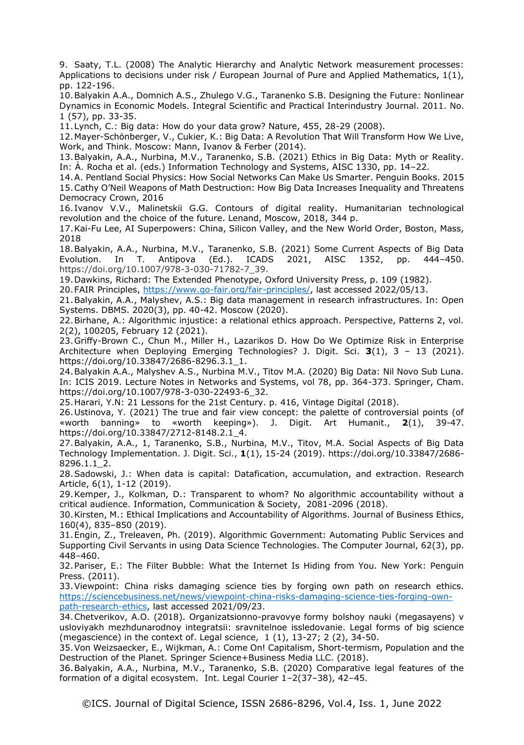9. Saaty, T.L. (2008) The Analytic Hierarchy and Analytic Network measurement processes: Applications to decisions under risk / European Journal of Pure and Applied Mathematics, 1(1), pp. 122-196.
10. Balyakin A.A., Domnich A.S., Zhulego V.G., Taranenko S.B. Designing the Future: Nonlinear Dynamics in Economic Models. Integral Scientific and Practical Interindustry Journal. 2011. No. 1 (57), pp. 33-35.
11. Lynch, C.: Big data: How do your data grow? Nature, 455, 28-29 (2008).
12. Mayer-Schönberger, V., Cukier, K.: Big Data: A Revolution That Will Transform How We Live, Work, and Think. Moscow: Mann, Ivanov & Ferber (2014).
13. Balyakin, A.A., Nurbina, M.V., Taranenko, S.B. (2021) Ethics in Big Data: Myth or Reality. In: Á. Rocha et al. (eds.) Information Technology and Systems, AISC 1330, pp. 14–22.
14. A. Pentland Social Physics: How Social Networks Can Make Us Smarter. Penguin Books. 2015
15. Cathy O'Neil Weapons of Math Destruction: How Big Data Increases Inequality and Threatens Democracy Crown, 2016
16. Ivanov V.V., Malinetskii G.G. Contours of digital reality. Humanitarian technological revolution and the choice of the future. Lenand, Moscow, 2018, 344 p.
17. Kai-Fu Lee, AI Superpowers: China, Silicon Valley, and the New World Order, Boston, Mass, 2018
18. Balyakin, A.A., Nurbina, M.V., Taranenko, S.B. (2021) Some Current Aspects of Big Data Evolution. In T. Antipova (Ed.). ICADS 2021, AISC 1352, pp. 444–450. https://doi.org/10.1007/978-3-030-71782-7_39.
19. Dawkins, Richard: The Extended Phenotype, Oxford University Press, p. 109 (1982).
20. FAIR Principles, https://www.go-fair.org/fair-principles/, last accessed 2022/05/13.
21. Balyakin, A.A., Malyshev, A.S.: Big data management in research infrastructures. In: Open Systems. DBMS. 2020(3), pp. 40-42. Moscow (2020).
22. Birhane, A.: Algorithmic injustice: a relational ethics approach. Perspective, Patterns 2, vol. 2(2), 100205, February 12 (2021).
23. Griffy-Brown C., Chun M., Miller H., Lazarikos D. How Do We Optimize Risk in Enterprise Architecture when Deploying Emerging Technologies? J. Digit. Sci. **3**(1), 3 – 13 (2021). https://doi.org/10.33847/2686-8296.3.1_1.
24. Balyakin A.A., Malyshev A.S., Nurbina M.V., Titov M.A. (2020) Big Data: Nil Novo Sub Luna. In: ICIS 2019. Lecture Notes in Networks and Systems, vol 78, pp. 364-373. Springer, Cham. https://doi.org/10.1007/978-3-030-22493-6_32.
25. Harari, Y.N: 21 Lessons for the 21st Century. p. 416, Vintage Digital (2018).
26. Ustinova, Y. (2021) The true and fair view concept: the palette of controversial points (of «worth banning» to «worth keeping»). J. Digit. Art Humanit., **2**(1), 39-47. https://doi.org/10.33847/2712-8148.2.1_4.
27. Balyakin, A.A., 1, Taranenko, S.B., Nurbina, M.V., Titov, M.A. Social Aspects of Big Data Technology Implementation. J. Digit. Sci., **1**(1), 15-24 (2019). https://doi.org/10.33847/2686-8296.1.1_2.
28. Sadowski, J.: When data is capital: Datafication, accumulation, and extraction. Research Article, 6(1), 1-12 (2019).
29. Kemper, J., Kolkman, D.: Transparent to whom? No algorithmic accountability without a critical audience. Information, Communication & Society, 2081-2096 (2018).
30. Kirsten, M.: Ethical Implications and Accountability of Algorithms. Journal of Business Ethics, 160(4), 835–850 (2019).
31. Engin, Z., Treleaven, Ph. (2019). Algorithmic Government: Automating Public Services and Supporting Civil Servants in using Data Science Technologies. The Computer Journal, 62(3), pp. 448–460.
32. Pariser, E.: The Filter Bubble: What the Internet Is Hiding from You. New York: Penguin Press. (2011).
33. Viewpoint: China risks damaging science ties by forging own path on research ethics. https://sciencebusiness.net/news/viewpoint-china-risks-damaging-science-ties-forging-own-path-research-ethics, last accessed 2021/09/23.
34. Chetverikov, A.O. (2018). Organizatsionno-pravovye formy bolshoy nauki (megasayens) v usloviyakh mezhdunarodnoy integratsii: sravnitelnoe issledovanie. Legal forms of big science (megascience) in the context of. Legal science, 1 (1), 13-27; 2 (2), 34-50.
35. Von Weizsaecker, E., Wijkman, A.: Come On! Capitalism, Short-termism, Population and the Destruction of the Planet. Springer Science+Business Media LLC. (2018).
36. Balyakin, A.A., Nurbina, M.V., Taranenko, S.B. (2020) Comparative legal features of the formation of a digital ecosystem. Int. Legal Courier 1–2(37–38), 42–45.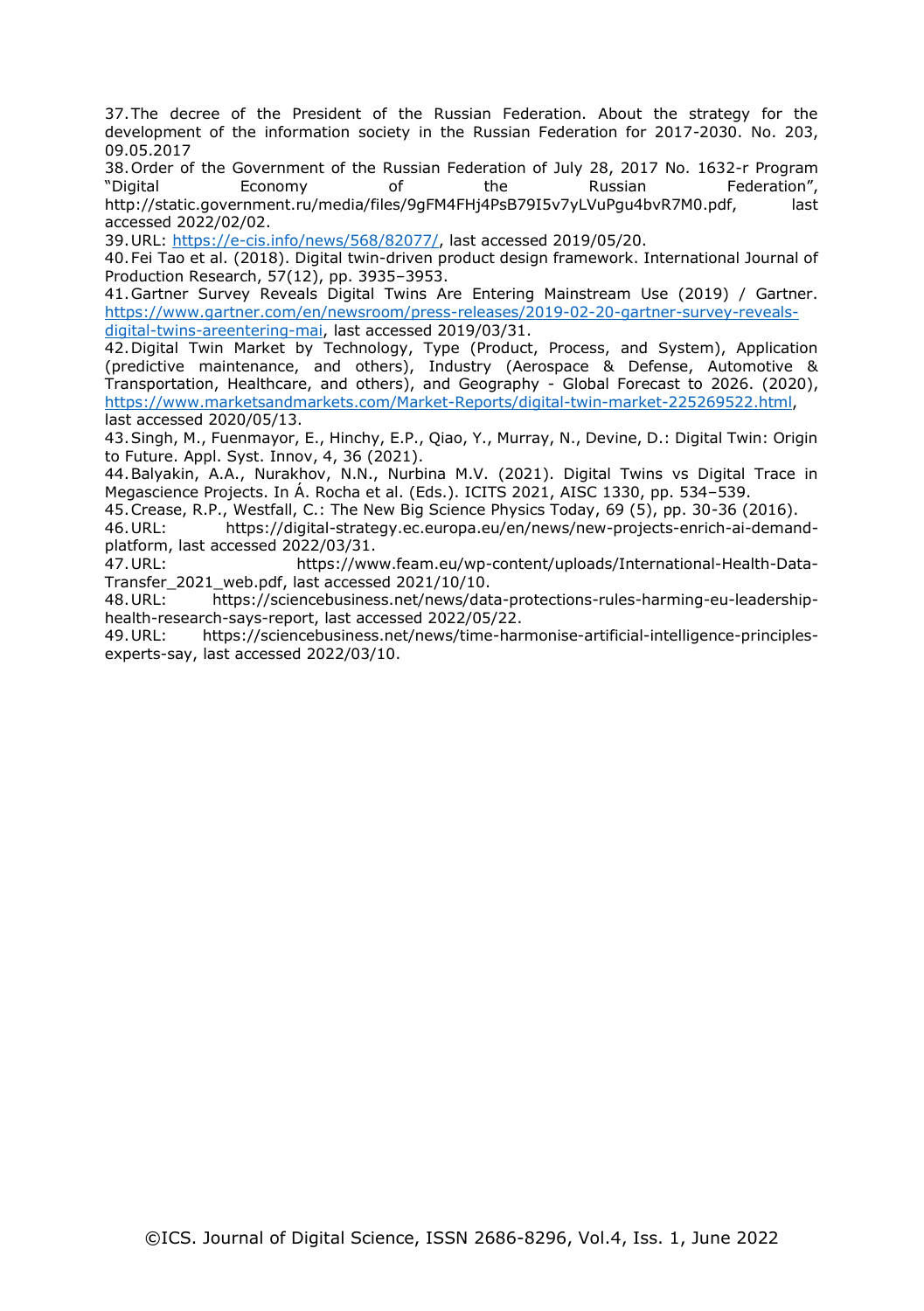37. The decree of the President of the Russian Federation. About the strategy for the development of the information society in the Russian Federation for 2017-2030. No. 203, 09.05.2017
38. Order of the Government of the Russian Federation of July 28, 2017 No. 1632-r Program "Digital Economy of the Russian Federation", http://static.government.ru/media/files/9gFM4FHj4PsB79I5v7yLVuPgu4bvR7M0.pdf, last accessed 2022/02/02.
39. URL: https://e-cis.info/news/568/82077/, last accessed 2019/05/20.
40. Fei Tao et al. (2018). Digital twin-driven product design framework. International Journal of Production Research, 57(12), pp. 3935–3953.
41. Gartner Survey Reveals Digital Twins Are Entering Mainstream Use (2019) / Gartner. https://www.gartner.com/en/newsroom/press-releases/2019-02-20-gartner-survey-reveals-digital-twins-areentering-mai, last accessed 2019/03/31.
42. Digital Twin Market by Technology, Type (Product, Process, and System), Application (predictive maintenance, and others), Industry (Aerospace & Defense, Automotive & Transportation, Healthcare, and others), and Geography - Global Forecast to 2026. (2020), https://www.marketsandmarkets.com/Market-Reports/digital-twin-market-225269522.html, last accessed 2020/05/13.
43. Singh, M., Fuenmayor, E., Hinchy, E.P., Qiao, Y., Murray, N., Devine, D.: Digital Twin: Origin to Future. Appl. Syst. Innov, 4, 36 (2021).
44. Balyakin, A.A., Nurakhov, N.N., Nurbina M.V. (2021). Digital Twins vs Digital Trace in Megascience Projects. In Á. Rocha et al. (Eds.). ICITS 2021, AISC 1330, pp. 534–539.
45. Crease, R.P., Westfall, C.: The New Big Science Physics Today, 69 (5), pp. 30-36 (2016).
46. URL: https://digital-strategy.ec.europa.eu/en/news/new-projects-enrich-ai-demand-platform, last accessed 2022/03/31.
47. URL: https://www.feam.eu/wp-content/uploads/International-Health-Data-Transfer_2021_web.pdf, last accessed 2021/10/10.
48. URL: https://sciencebusiness.net/news/data-protections-rules-harming-eu-leadership-health-research-says-report, last accessed 2022/05/22.
49. URL: https://sciencebusiness.net/news/time-harmonise-artificial-intelligence-principles-experts-say, last accessed 2022/03/10.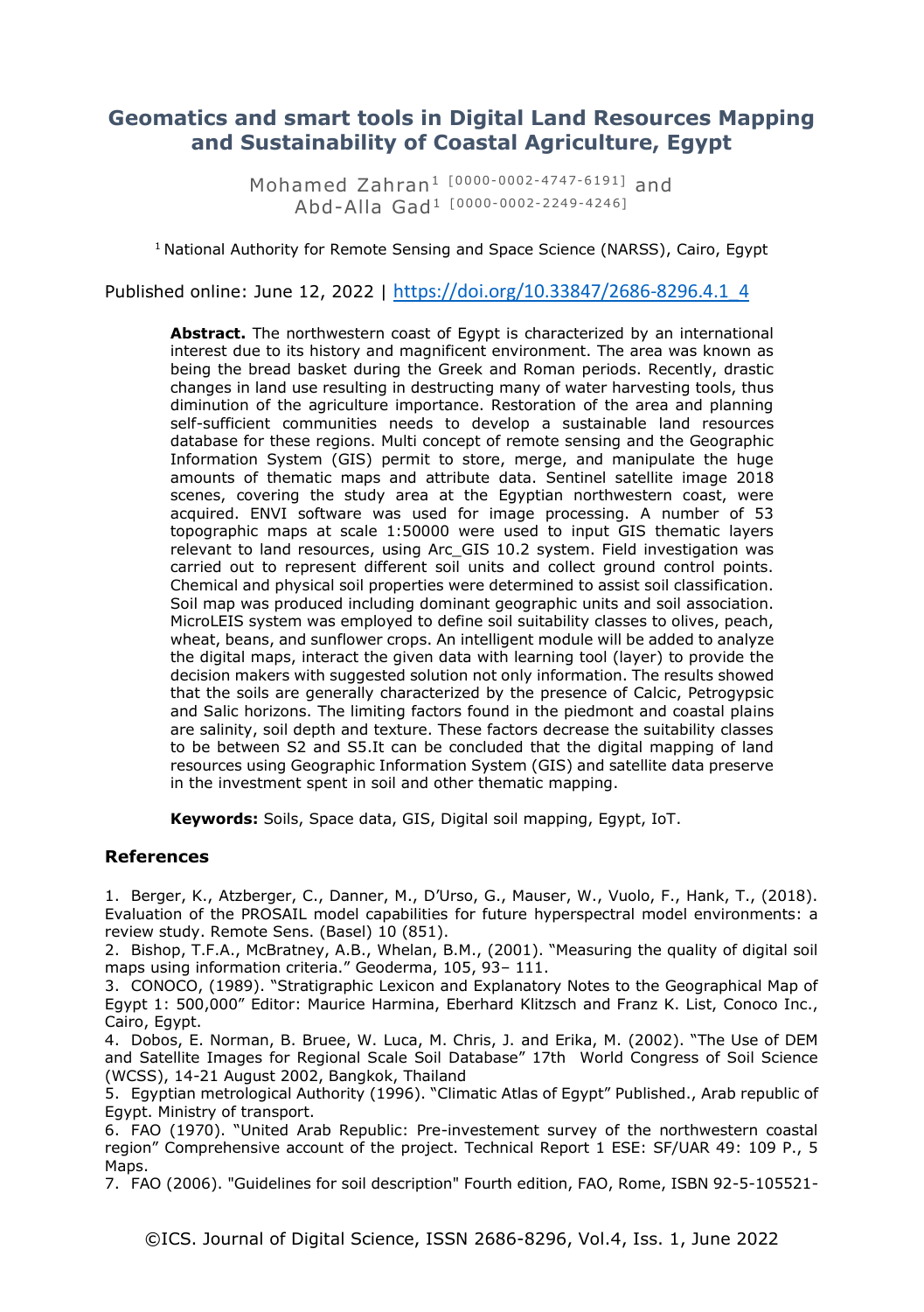# Geomatics and smart tools in Digital Land Resources Mapping and Sustainability of Coastal Agriculture, Egypt

Mohamed Zahran[1] [0000-0002-4747-6191] and Abd-Alla Gad[1] [0000-0002-2249-4246]

[1] National Authority for Remote Sensing and Space Science (NARSS), Cairo, Egypt

Published online: June 12, 2022 | https://doi.org/10.33847/2686-8296.4.1_4

**Abstract.** The northwestern coast of Egypt is characterized by an international interest due to its history and magnificent environment. The area was known as being the bread basket during the Greek and Roman periods. Recently, drastic changes in land use resulting in destructing many of water harvesting tools, thus diminution of the agriculture importance. Restoration of the area and planning self-sufficient communities needs to develop a sustainable land resources database for these regions. Multi concept of remote sensing and the Geographic Information System (GIS) permit to store, merge, and manipulate the huge amounts of thematic maps and attribute data. Sentinel satellite image 2018 scenes, covering the study area at the Egyptian northwestern coast, were acquired. ENVI software was used for image processing. A number of 53 topographic maps at scale 1:50000 were used to input GIS thematic layers relevant to land resources, using Arc_GIS 10.2 system. Field investigation was carried out to represent different soil units and collect ground control points. Chemical and physical soil properties were determined to assist soil classification. Soil map was produced including dominant geographic units and soil association. MicroLEIS system was employed to define soil suitability classes to olives, peach, wheat, beans, and sunflower crops. An intelligent module will be added to analyze the digital maps, interact the given data with learning tool (layer) to provide the decision makers with suggested solution not only information. The results showed that the soils are generally characterized by the presence of Calcic, Petrogypsic and Salic horizons. The limiting factors found in the piedmont and coastal plains are salinity, soil depth and texture. These factors decrease the suitability classes to be between S2 and S5.It can be concluded that the digital mapping of land resources using Geographic Information System (GIS) and satellite data preserve in the investment spent in soil and other thematic mapping.

**Keywords:** Soils, Space data, GIS, Digital soil mapping, Egypt, IoT.

## References

1. Berger, K., Atzberger, C., Danner, M., D'Urso, G., Mauser, W., Vuolo, F., Hank, T., (2018). Evaluation of the PROSAIL model capabilities for future hyperspectral model environments: a review study. Remote Sens. (Basel) 10 (851).
2. Bishop, T.F.A., McBratney, A.B., Whelan, B.M., (2001). "Measuring the quality of digital soil maps using information criteria." Geoderma, 105, 93– 111.
3. CONOCO, (1989). "Stratigraphic Lexicon and Explanatory Notes to the Geographical Map of Egypt 1: 500,000" Editor: Maurice Harmina, Eberhard Klitzsch and Franz K. List, Conoco Inc., Cairo, Egypt.
4. Dobos, E. Norman, B. Bruee, W. Luca, M. Chris, J. and Erika, M. (2002). "The Use of DEM and Satellite Images for Regional Scale Soil Database" 17th World Congress of Soil Science (WCSS), 14-21 August 2002, Bangkok, Thailand
5. Egyptian metrological Authority (1996). "Climatic Atlas of Egypt" Published., Arab republic of Egypt. Ministry of transport.
6. FAO (1970). "United Arab Republic: Pre-investement survey of the northwestern coastal region" Comprehensive account of the project. Technical Report 1 ESE: SF/UAR 49: 109 P., 5 Maps.
7. FAO (2006). "Guidelines for soil description" Fourth edition, FAO, Rome, ISBN 92-5-105521-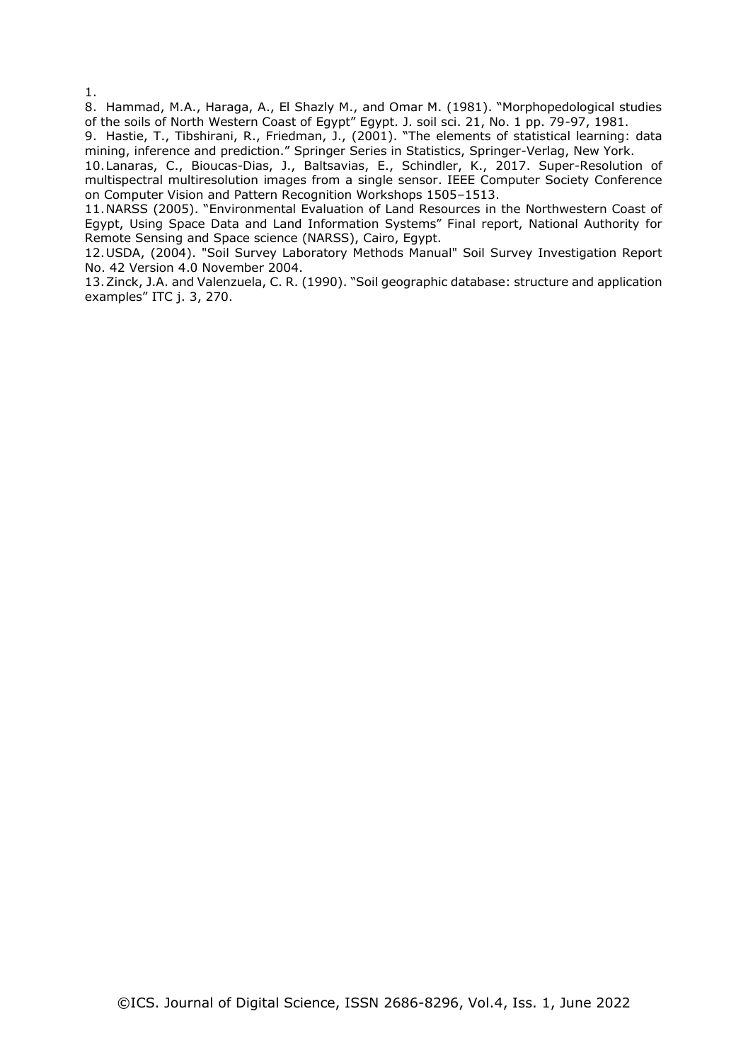1.

8. Hammad, M.A., Haraga, A., El Shazly M., and Omar M. (1981). "Morphopedological studies of the soils of North Western Coast of Egypt" Egypt. J. soil sci. 21, No. 1 pp. 79-97, 1981.
9. Hastie, T., Tibshirani, R., Friedman, J., (2001). "The elements of statistical learning: data mining, inference and prediction." Springer Series in Statistics, Springer-Verlag, New York.
10. Lanaras, C., Bioucas-Dias, J., Baltsavias, E., Schindler, K., 2017. Super-Resolution of multispectral multiresolution images from a single sensor. IEEE Computer Society Conference on Computer Vision and Pattern Recognition Workshops 1505–1513.
11. NARSS (2005). "Environmental Evaluation of Land Resources in the Northwestern Coast of Egypt, Using Space Data and Land Information Systems" Final report, National Authority for Remote Sensing and Space science (NARSS), Cairo, Egypt.
12. USDA, (2004). "Soil Survey Laboratory Methods Manual" Soil Survey Investigation Report No. 42 Version 4.0 November 2004.
13. Zinck, J.A. and Valenzuela, C. R. (1990). "Soil geographic database: structure and application examples" ITC j. 3, 270.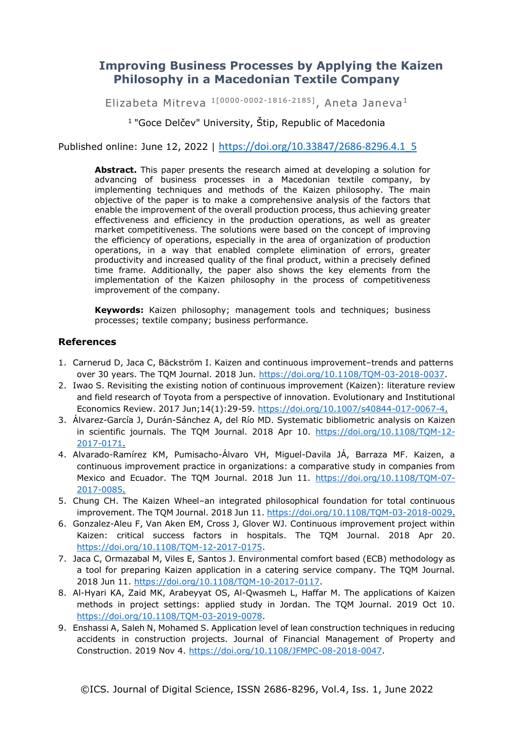# Improving Business Processes by Applying the Kaizen Philosophy in a Macedonian Textile Company

Elizabeta Mitreva [1[0000-0002-1816-2185]], Aneta Janeva[1]

[1] "Goce Delčev" University, Štip, Republic of Macedonia

Published online: June 12, 2022 | https://doi.org/10.33847/2686-8296.4.1_5

**Abstract.** This paper presents the research aimed at developing a solution for advancing of business processes in a Macedonian textile company, by implementing techniques and methods of the Kaizen philosophy. The main objective of the paper is to make a comprehensive analysis of the factors that enable the improvement of the overall production process, thus achieving greater effectiveness and efficiency in the production operations, as well as greater market competitiveness. The solutions were based on the concept of improving the efficiency of operations, especially in the area of organization of production operations, in a way that enabled complete elimination of errors, greater productivity and increased quality of the final product, within a precisely defined time frame. Additionally, the paper also shows the key elements from the implementation of the Kaizen philosophy in the process of competitiveness improvement of the company.

**Keywords:** Kaizen philosophy; management tools and techniques; business processes; textile company; business performance.

## References

1. Carnerud D, Jaca C, Bäckström I. Kaizen and continuous improvement–trends and patterns over 30 years. The TQM Journal. 2018 Jun. https://doi.org/10.1108/TQM-03-2018-0037.
2. Iwao S. Revisiting the existing notion of continuous improvement (Kaizen): literature review and field research of Toyota from a perspective of innovation. Evolutionary and Institutional Economics Review. 2017 Jun;14(1):29-59. https://doi.org/10.1007/s40844-017-0067-4.
3. Álvarez-García J, Durán-Sánchez A, del Río MD. Systematic bibliometric analysis on Kaizen in scientific journals. The TQM Journal. 2018 Apr 10. https://doi.org/10.1108/TQM-12-2017-0171.
4. Alvarado-Ramírez KM, Pumisacho-Álvaro VH, Miguel-Davila JÁ, Barraza MF. Kaizen, a continuous improvement practice in organizations: a comparative study in companies from Mexico and Ecuador. The TQM Journal. 2018 Jun 11. https://doi.org/10.1108/TQM-07-2017-0085.
5. Chung CH. The Kaizen Wheel–an integrated philosophical foundation for total continuous improvement. The TQM Journal. 2018 Jun 11. https://doi.org/10.1108/TQM-03-2018-0029.
6. Gonzalez-Aleu F, Van Aken EM, Cross J, Glover WJ. Continuous improvement project within Kaizen: critical success factors in hospitals. The TQM Journal. 2018 Apr 20. https://doi.org/10.1108/TQM-12-2017-0175.
7. Jaca C, Ormazabal M, Viles E, Santos J. Environmental comfort based (ECB) methodology as a tool for preparing Kaizen application in a catering service company. The TQM Journal. 2018 Jun 11. https://doi.org/10.1108/TQM-10-2017-0117.
8. Al-Hyari KA, Zaid MK, Arabeyyat OS, Al-Qwasmeh L, Haffar M. The applications of Kaizen methods in project settings: applied study in Jordan. The TQM Journal. 2019 Oct 10. https://doi.org/10.1108/TQM-03-2019-0078.
9. Enshassi A, Saleh N, Mohamed S. Application level of lean construction techniques in reducing accidents in construction projects. Journal of Financial Management of Property and Construction. 2019 Nov 4. https://doi.org/10.1108/JFMPC-08-2018-0047.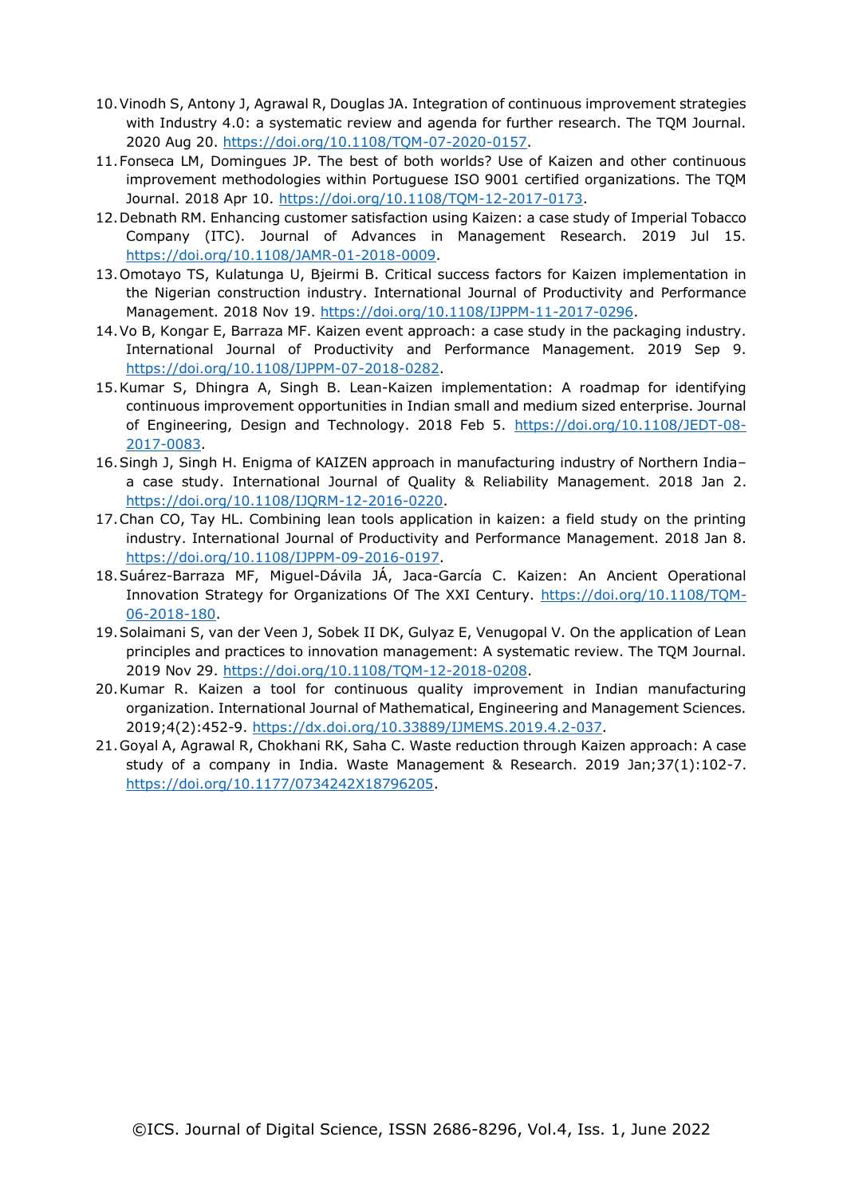10. Vinodh S, Antony J, Agrawal R, Douglas JA. Integration of continuous improvement strategies with Industry 4.0: a systematic review and agenda for further research. The TQM Journal. 2020 Aug 20. https://doi.org/10.1108/TQM-07-2020-0157.
11. Fonseca LM, Domingues JP. The best of both worlds? Use of Kaizen and other continuous improvement methodologies within Portuguese ISO 9001 certified organizations. The TQM Journal. 2018 Apr 10. https://doi.org/10.1108/TQM-12-2017-0173.
12. Debnath RM. Enhancing customer satisfaction using Kaizen: a case study of Imperial Tobacco Company (ITC). Journal of Advances in Management Research. 2019 Jul 15. https://doi.org/10.1108/JAMR-01-2018-0009.
13. Omotayo TS, Kulatunga U, Bjeirmi B. Critical success factors for Kaizen implementation in the Nigerian construction industry. International Journal of Productivity and Performance Management. 2018 Nov 19. https://doi.org/10.1108/IJPPM-11-2017-0296.
14. Vo B, Kongar E, Barraza MF. Kaizen event approach: a case study in the packaging industry. International Journal of Productivity and Performance Management. 2019 Sep 9. https://doi.org/10.1108/IJPPM-07-2018-0282.
15. Kumar S, Dhingra A, Singh B. Lean-Kaizen implementation: A roadmap for identifying continuous improvement opportunities in Indian small and medium sized enterprise. Journal of Engineering, Design and Technology. 2018 Feb 5. https://doi.org/10.1108/JEDT-08-2017-0083.
16. Singh J, Singh H. Enigma of KAIZEN approach in manufacturing industry of Northern India– a case study. International Journal of Quality & Reliability Management. 2018 Jan 2. https://doi.org/10.1108/IJQRM-12-2016-0220.
17. Chan CO, Tay HL. Combining lean tools application in kaizen: a field study on the printing industry. International Journal of Productivity and Performance Management. 2018 Jan 8. https://doi.org/10.1108/IJPPM-09-2016-0197.
18. Suárez-Barraza MF, Miguel-Dávila JÁ, Jaca-García C. Kaizen: An Ancient Operational Innovation Strategy for Organizations Of The XXI Century. https://doi.org/10.1108/TQM-06-2018-180.
19. Solaimani S, van der Veen J, Sobek II DK, Gulyaz E, Venugopal V. On the application of Lean principles and practices to innovation management: A systematic review. The TQM Journal. 2019 Nov 29. https://doi.org/10.1108/TQM-12-2018-0208.
20. Kumar R. Kaizen a tool for continuous quality improvement in Indian manufacturing organization. International Journal of Mathematical, Engineering and Management Sciences. 2019;4(2):452-9. https://dx.doi.org/10.33889/IJMEMS.2019.4.2-037.
21. Goyal A, Agrawal R, Chokhani RK, Saha C. Waste reduction through Kaizen approach: A case study of a company in India. Waste Management & Research. 2019 Jan;37(1):102-7. https://doi.org/10.1177/0734242X18796205.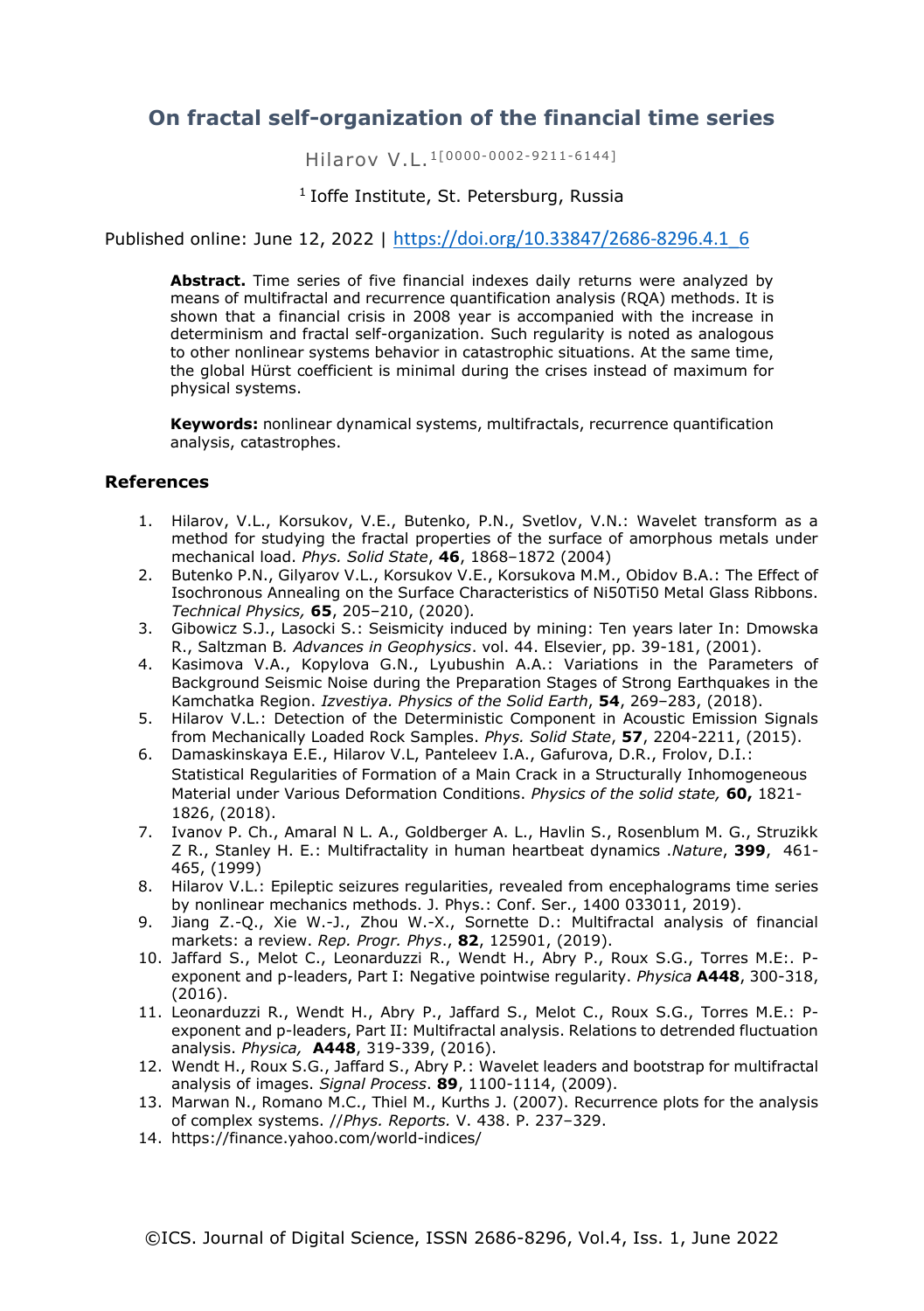# On fractal self-organization of the financial time series

Hilarov V.L.[1[0000-0002-9211-6144]]

[1] Ioffe Institute, St. Petersburg, Russia

Published online: June 12, 2022 | https://doi.org/10.33847/2686-8296.4.1_6

**Abstract.** Time series of five financial indexes daily returns were analyzed by means of multifractal and recurrence quantification analysis (RQA) methods. It is shown that a financial crisis in 2008 year is accompanied with the increase in determinism and fractal self-organization. Such regularity is noted as analogous to other nonlinear systems behavior in catastrophic situations. At the same time, the global Hürst coefficient is minimal during the crises instead of maximum for physical systems.

**Keywords:** nonlinear dynamical systems, multifractals, recurrence quantification analysis, catastrophes.

## References

1. Hilarov, V.L., Korsukov, V.E., Butenko, P.N., Svetlov, V.N.: Wavelet transform as a method for studying the fractal properties of the surface of amorphous metals under mechanical load. *Phys. Solid State*, **46**, 1868–1872 (2004)
2. Butenko P.N., Gilyarov V.L., Korsukov V.E., Korsukova M.M., Obidov B.A.: The Effect of Isochronous Annealing on the Surface Characteristics of Ni50Ti50 Metal Glass Ribbons. *Technical Physics,* **65**, 205–210, (2020).
3. Gibowicz S.J., Lasocki S.: Seismicity induced by mining: Ten years later In: Dmowska R., Saltzman B. *Advances in Geophysics*. vol. 44. Elsevier, pp. 39-181, (2001).
4. Kasimova V.A., Kopylova G.N., Lyubushin A.A.: Variations in the Parameters of Background Seismic Noise during the Preparation Stages of Strong Earthquakes in the Kamchatka Region. *Izvestiya. Physics of the Solid Earth*, **54**, 269–283, (2018).
5. Hilarov V.L.: Detection of the Deterministic Component in Acoustic Emission Signals from Mechanically Loaded Rock Samples. *Phys. Solid State*, **57**, 2204-2211, (2015).
6. Damaskinskaya E.E., Hilarov V.L, Panteleev I.A., Gafurova, D.R., Frolov, D.I.: Statistical Regularities of Formation of a Main Crack in a Structurally Inhomogeneous Material under Various Deformation Conditions. *Physics of the solid state,* **60,** 1821-1826, (2018).
7. Ivanov P. Ch., Amaral N L. A., Goldberger A. L., Havlin S., Rosenblum M. G., Struzikk Z R., Stanley H. E.: Multifractality in human heartbeat dynamics .*Nature*, **399**, 461-465, (1999)
8. Hilarov V.L.: Epileptic seizures regularities, revealed from encephalograms time series by nonlinear mechanics methods. J. Phys.: Conf. Ser., 1400 033011, 2019).
9. Jiang Z.-Q., Xie W.-J., Zhou W.-X., Sornette D.: Multifractal analysis of financial markets: a review. *Rep. Progr. Phys*., **82**, 125901, (2019).
10. Jaffard S., Melot C., Leonarduzzi R., Wendt H., Abry P., Roux S.G., Torres M.E:. P-exponent and p-leaders, Part I: Negative pointwise regularity. *Physica* **A448**, 300-318, (2016).
11. Leonarduzzi R., Wendt H., Abry P., Jaffard S., Melot C., Roux S.G., Torres M.E.: P-exponent and p-leaders, Part II: Multifractal analysis. Relations to detrended fluctuation analysis. *Physica,* **A448**, 319-339, (2016).
12. Wendt H., Roux S.G., Jaffard S., Abry P.: Wavelet leaders and bootstrap for multifractal analysis of images. *Signal Process*. **89**, 1100-1114, (2009).
13. Marwan N., Romano M.C., Thiel M., Kurths J. (2007). Recurrence plots for the analysis of complex systems. //*Phys. Reports.* V. 438. P. 237–329.
14. https://finance.yahoo.com/world-indices/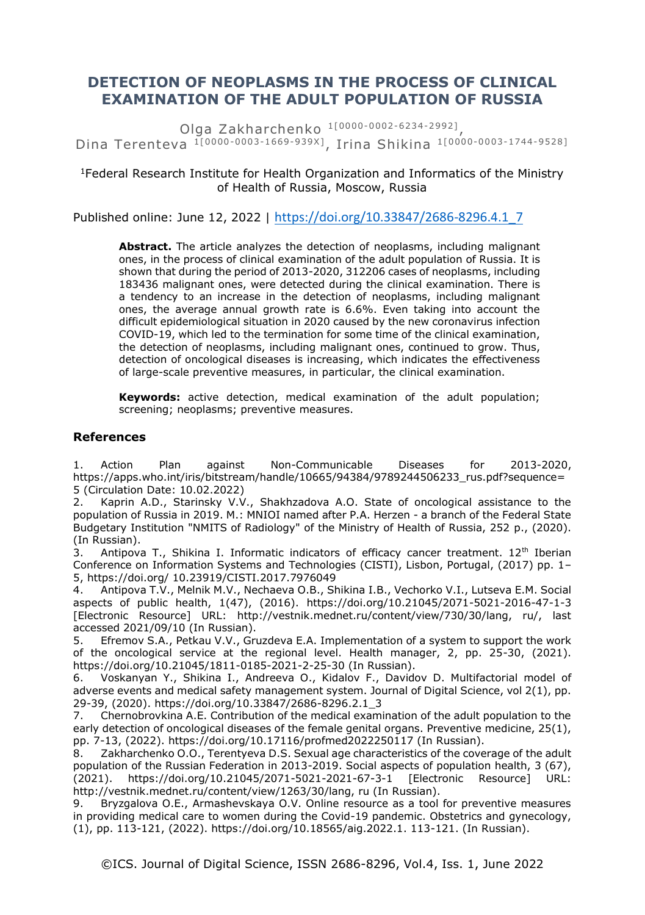# DETECTION OF NEOPLASMS IN THE PROCESS OF CLINICAL EXAMINATION OF THE ADULT POPULATION OF RUSSIA

Olga Zakharchenko [1[0000-0002-6234-2992]], Dina Terenteva [1[0000-0003-1669-939X]], Irina Shikina [1[0000-0003-1744-9528]]

[1]Federal Research Institute for Health Organization and Informatics of the Ministry of Health of Russia, Moscow, Russia

Published online: June 12, 2022 | https://doi.org/10.33847/2686-8296.4.1_7

**Abstract.** The article analyzes the detection of neoplasms, including malignant ones, in the process of clinical examination of the adult population of Russia. It is shown that during the period of 2013-2020, 312206 cases of neoplasms, including 183436 malignant ones, were detected during the clinical examination. There is a tendency to an increase in the detection of neoplasms, including malignant ones, the average annual growth rate is 6.6%. Even taking into account the difficult epidemiological situation in 2020 caused by the new coronavirus infection COVID-19, which led to the termination for some time of the clinical examination, the detection of neoplasms, including malignant ones, continued to grow. Thus, detection of oncological diseases is increasing, which indicates the effectiveness of large-scale preventive measures, in particular, the clinical examination.

**Keywords:** active detection, medical examination of the adult population; screening; neoplasms; preventive measures.

## References

1. Action Plan against Non-Communicable Diseases for 2013-2020, https://apps.who.int/iris/bitstream/handle/10665/94384/9789244506233_rus.pdf?sequence=5 (Circulation Date: 10.02.2022)
2. Kaprin A.D., Starinsky V.V., Shakhzadova A.O. State of oncological assistance to the population of Russia in 2019. M.: MNIOI named after P.A. Herzen - a branch of the Federal State Budgetary Institution "NMITS of Radiology" of the Ministry of Health of Russia, 252 p., (2020). (In Russian).
3. Antipova T., Shikina I. Informatic indicators of efficacy cancer treatment. 12th Iberian Conference on Information Systems and Technologies (CISTI), Lisbon, Portugal, (2017) pp. 1–5, https://doi.org/ 10.23919/CISTI.2017.7976049
4. Antipova T.V., Melnik M.V., Nechaeva O.B., Shikina I.B., Vechorko V.I., Lutseva E.M. Social aspects of public health, 1(47), (2016). https://doi.org/10.21045/2071-5021-2016-47-1-3 [Electronic Resource] URL: http://vestnik.mednet.ru/content/view/730/30/lang, ru/, last accessed 2021/09/10 (In Russian).
5. Efremov S.A., Petkau V.V., Gruzdeva E.A. Implementation of a system to support the work of the oncological service at the regional level. Health manager, 2, pp. 25-30, (2021). https://doi.org/10.21045/1811-0185-2021-2-25-30 (In Russian).
6. Voskanyan Y., Shikina I., Andreeva O., Kidalov F., Davidov D. Multifactorial model of adverse events and medical safety management system. Journal of Digital Science, vol 2(1), pp. 29-39, (2020). https://doi.org/10.33847/2686-8296.2.1_3
7. Chernobrovkina A.E. Contribution of the medical examination of the adult population to the early detection of oncological diseases of the female genital organs. Preventive medicine, 25(1), pp. 7-13, (2022). https://doi.org/10.17116/profmed2022250117 (In Russian).
8. Zakharchenko O.O., Terentyeva D.S. Sexual age characteristics of the coverage of the adult population of the Russian Federation in 2013-2019. Social aspects of population health, 3 (67), (2021). https://doi.org/10.21045/2071-5021-2021-67-3-1 [Electronic Resource] URL: http://vestnik.mednet.ru/content/view/1263/30/lang, ru (In Russian).
9. Bryzgalova O.E., Armashevskaya O.V. Online resource as a tool for preventive measures in providing medical care to women during the Covid-19 pandemic. Obstetrics and gynecology, (1), pp. 113-121, (2022). https://doi.org/10.18565/aig.2022.1. 113-121. (In Russian).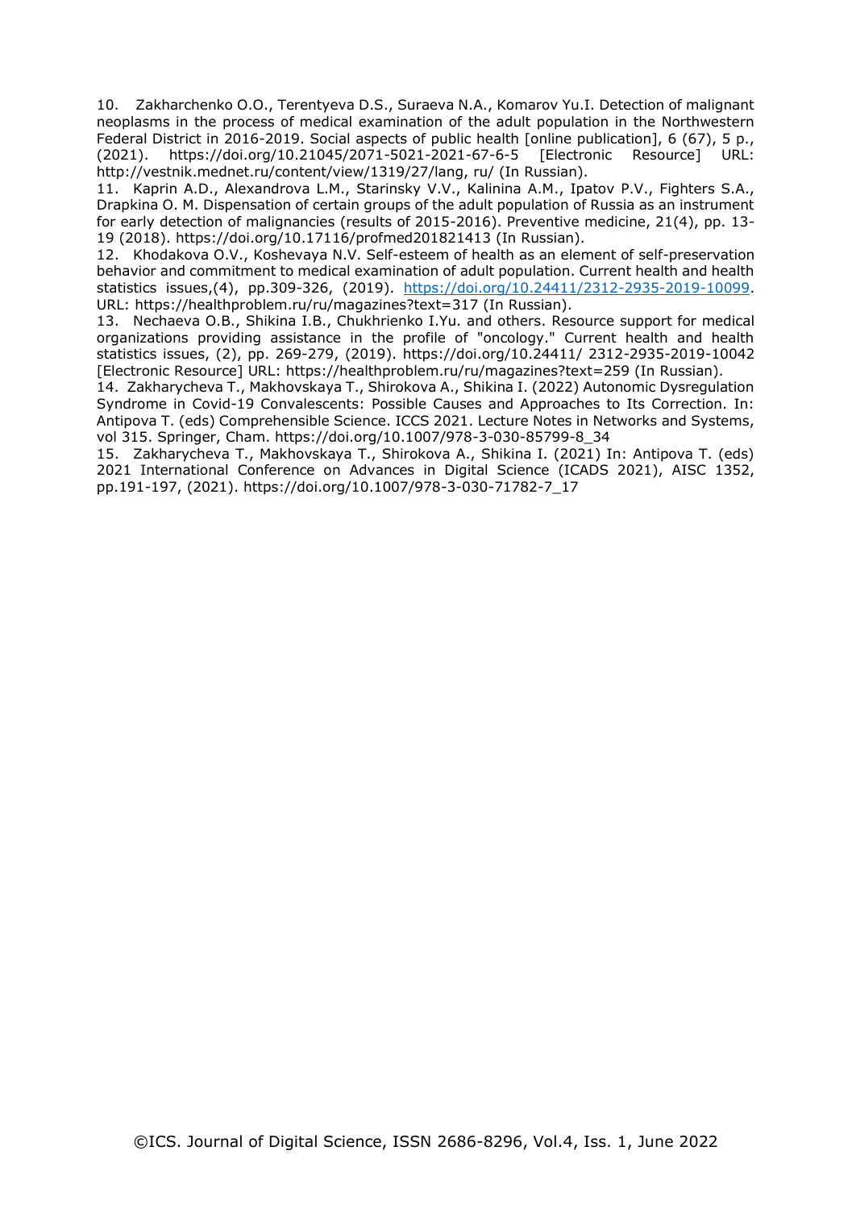10. Zakharchenko O.O., Terentyeva D.S., Suraeva N.A., Komarov Yu.I. Detection of malignant neoplasms in the process of medical examination of the adult population in the Northwestern Federal District in 2016-2019. Social aspects of public health [online publication], 6 (67), 5 p., (2021). https://doi.org/10.21045/2071-5021-2021-67-6-5 [Electronic Resource] URL: http://vestnik.mednet.ru/content/view/1319/27/lang, ru/ (In Russian).

11. Kaprin A.D., Alexandrova L.M., Starinsky V.V., Kalinina A.M., Ipatov P.V., Fighters S.A., Drapkina O. M. Dispensation of certain groups of the adult population of Russia as an instrument for early detection of malignancies (results of 2015-2016). Preventive medicine, 21(4), pp. 13-19 (2018). https://doi.org/10.17116/profmed201821413 (In Russian).

12. Khodakova O.V., Koshevaya N.V. Self-esteem of health as an element of self-preservation behavior and commitment to medical examination of adult population. Current health and health statistics issues,(4), pp.309-326, (2019). https://doi.org/10.24411/2312-2935-2019-10099. URL: https://healthproblem.ru/ru/magazines?text=317 (In Russian).

13. Nechaeva O.B., Shikina I.B., Chukhrienko I.Yu. and others. Resource support for medical organizations providing assistance in the profile of "oncology." Current health and health statistics issues, (2), pp. 269-279, (2019). https://doi.org/10.24411/ 2312-2935-2019-10042 [Electronic Resource] URL: https://healthproblem.ru/ru/magazines?text=259 (In Russian).

14. Zakharycheva T., Makhovskaya T., Shirokova A., Shikina I. (2022) Autonomic Dysregulation Syndrome in Covid-19 Convalescents: Possible Causes and Approaches to Its Correction. In: Antipova T. (eds) Comprehensible Science. ICCS 2021. Lecture Notes in Networks and Systems, vol 315. Springer, Cham. https://doi.org/10.1007/978-3-030-85799-8_34

15. Zakharycheva T., Makhovskaya T., Shirokova A., Shikina I. (2021) In: Antipova T. (eds) 2021 International Conference on Advances in Digital Science (ICADS 2021), AISC 1352, pp.191-197, (2021). https://doi.org/10.1007/978-3-030-71782-7_17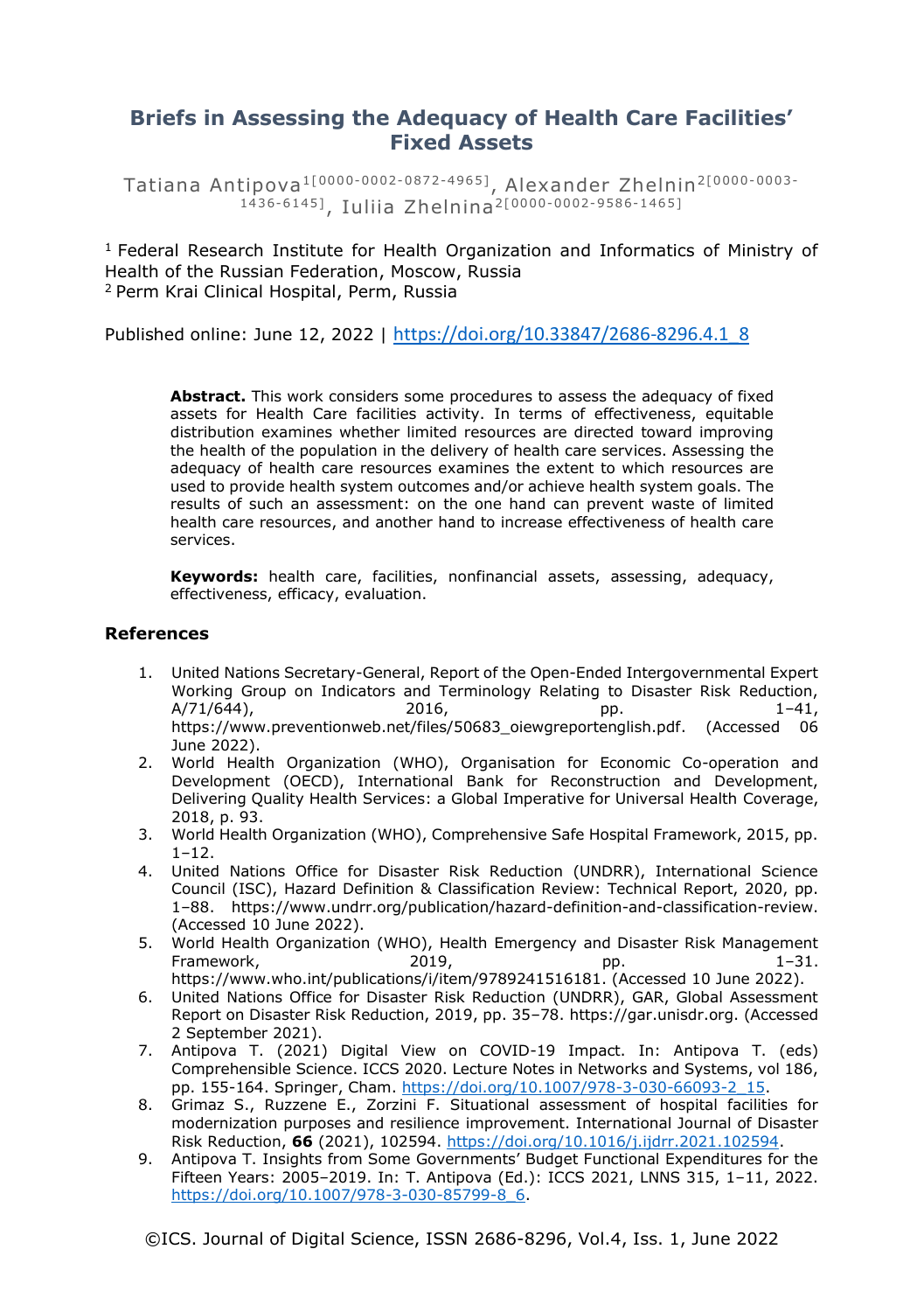# Briefs in Assessing the Adequacy of Health Care Facilities' Fixed Assets

Tatiana Antipova[1[0000-0002-0872-4965]], Alexander Zhelnin[2[0000-0003-1436-6145]], Iuliia Zhelnina[2[0000-0002-9586-1465]]

[1] Federal Research Institute for Health Organization and Informatics of Ministry of Health of the Russian Federation, Moscow, Russia
[2] Perm Krai Clinical Hospital, Perm, Russia

Published online: June 12, 2022 | https://doi.org/10.33847/2686-8296.4.1_8

**Abstract.** This work considers some procedures to assess the adequacy of fixed assets for Health Care facilities activity. In terms of effectiveness, equitable distribution examines whether limited resources are directed toward improving the health of the population in the delivery of health care services. Assessing the adequacy of health care resources examines the extent to which resources are used to provide health system outcomes and/or achieve health system goals. The results of such an assessment: on the one hand can prevent waste of limited health care resources, and another hand to increase effectiveness of health care services.

**Keywords:** health care, facilities, nonfinancial assets, assessing, adequacy, effectiveness, efficacy, evaluation.

## References

1. United Nations Secretary-General, Report of the Open-Ended Intergovernmental Expert Working Group on Indicators and Terminology Relating to Disaster Risk Reduction, A/71/644), 2016, pp. 1–41, https://www.preventionweb.net/files/50683_oiewgreportenglish.pdf. (Accessed 06 June 2022).
2. World Health Organization (WHO), Organisation for Economic Co-operation and Development (OECD), International Bank for Reconstruction and Development, Delivering Quality Health Services: a Global Imperative for Universal Health Coverage, 2018, p. 93.
3. World Health Organization (WHO), Comprehensive Safe Hospital Framework, 2015, pp. 1–12.
4. United Nations Office for Disaster Risk Reduction (UNDRR), International Science Council (ISC), Hazard Definition & Classification Review: Technical Report, 2020, pp. 1–88. https://www.undrr.org/publication/hazard-definition-and-classification-review. (Accessed 10 June 2022).
5. World Health Organization (WHO), Health Emergency and Disaster Risk Management Framework, 2019, pp. 1–31. https://www.who.int/publications/i/item/9789241516181. (Accessed 10 June 2022).
6. United Nations Office for Disaster Risk Reduction (UNDRR), GAR, Global Assessment Report on Disaster Risk Reduction, 2019, pp. 35–78. https://gar.unisdr.org. (Accessed 2 September 2021).
7. Antipova T. (2021) Digital View on COVID-19 Impact. In: Antipova T. (eds) Comprehensible Science. ICCS 2020. Lecture Notes in Networks and Systems, vol 186, pp. 155-164. Springer, Cham. https://doi.org/10.1007/978-3-030-66093-2_15.
8. Grimaz S., Ruzzene E., Zorzini F. Situational assessment of hospital facilities for modernization purposes and resilience improvement. International Journal of Disaster Risk Reduction, **66** (2021), 102594. https://doi.org/10.1016/j.ijdrr.2021.102594.
9. Antipova T. Insights from Some Governments' Budget Functional Expenditures for the Fifteen Years: 2005–2019. In: T. Antipova (Ed.): ICCS 2021, LNNS 315, 1–11, 2022. https://doi.org/10.1007/978-3-030-85799-8_6.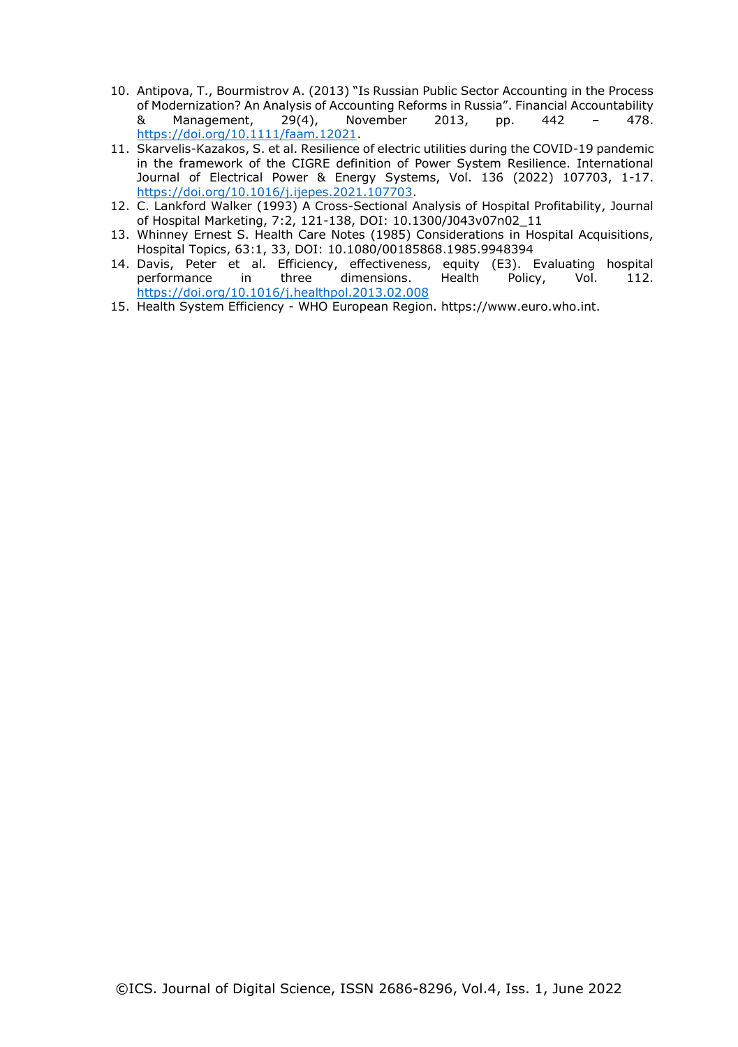10. Antipova, T., Bourmistrov A. (2013) "Is Russian Public Sector Accounting in the Process of Modernization? An Analysis of Accounting Reforms in Russia". Financial Accountability & Management, 29(4), November 2013, pp. 442 – 478. https://doi.org/10.1111/faam.12021.
11. Skarvelis-Kazakos, S. et al. Resilience of electric utilities during the COVID-19 pandemic in the framework of the CIGRE definition of Power System Resilience. International Journal of Electrical Power & Energy Systems, Vol. 136 (2022) 107703, 1-17. https://doi.org/10.1016/j.ijepes.2021.107703.
12. C. Lankford Walker (1993) A Cross-Sectional Analysis of Hospital Profitability, Journal of Hospital Marketing, 7:2, 121-138, DOI: 10.1300/J043v07n02_11
13. Whinney Ernest S. Health Care Notes (1985) Considerations in Hospital Acquisitions, Hospital Topics, 63:1, 33, DOI: 10.1080/00185868.1985.9948394
14. Davis, Peter et al. Efficiency, effectiveness, equity (E3). Evaluating hospital performance in three dimensions. Health Policy, Vol. 112. https://doi.org/10.1016/j.healthpol.2013.02.008
15. Health System Efficiency - WHO European Region. https://www.euro.who.int.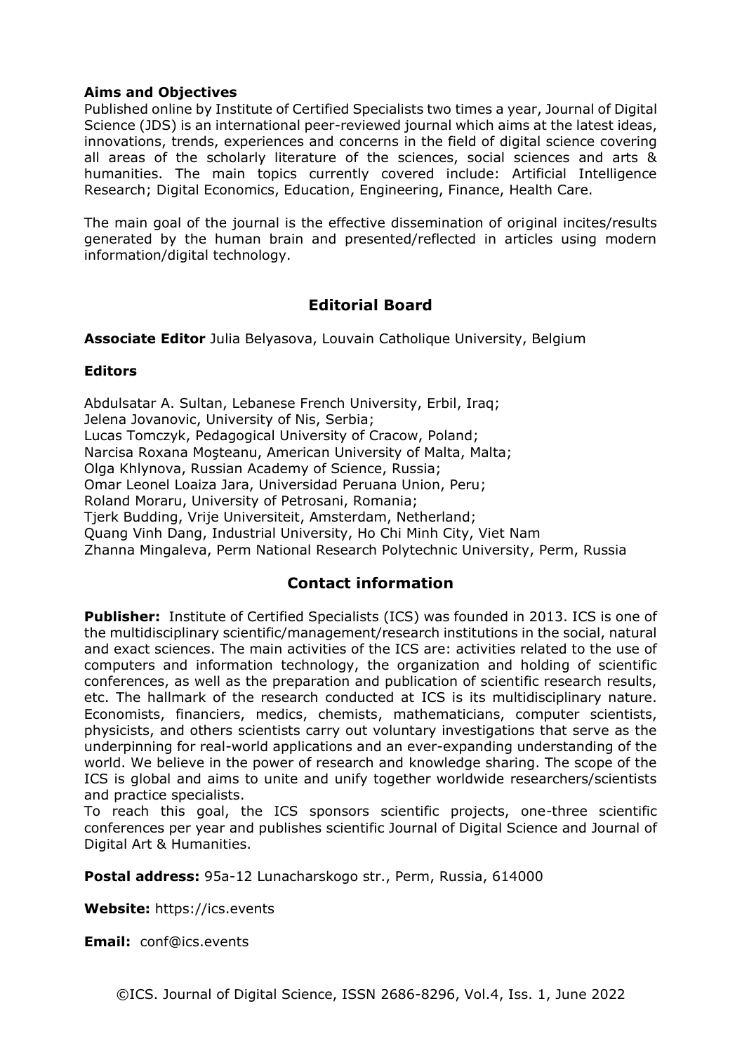**Aims and Objectives**

Published online by Institute of Certified Specialists two times a year, Journal of Digital Science (JDS) is an international peer-reviewed journal which aims at the latest ideas, innovations, trends, experiences and concerns in the field of digital science covering all areas of the scholarly literature of the sciences, social sciences and arts & humanities. The main topics currently covered include: Artificial Intelligence Research; Digital Economics, Education, Engineering, Finance, Health Care.

The main goal of the journal is the effective dissemination of original incites/results generated by the human brain and presented/reflected in articles using modern information/digital technology.

## Editorial Board

**Associate Editor** Julia Belyasova, Louvain Catholique University, Belgium

**Editors**

Abdulsatar A. Sultan, Lebanese French University, Erbil, Iraq;
Jelena Jovanovic, University of Nis, Serbia;
Lucas Tomczyk, Pedagogical University of Cracow, Poland;
Narcisa Roxana Moşteanu, American University of Malta, Malta;
Olga Khlynova, Russian Academy of Science, Russia;
Omar Leonel Loaiza Jara, Universidad Peruana Union, Peru;
Roland Moraru, University of Petrosani, Romania;
Tjerk Budding, Vrije Universiteit, Amsterdam, Netherland;
Quang Vinh Dang, Industrial University, Ho Chi Minh City, Viet Nam
Zhanna Mingaleva, Perm National Research Polytechnic University, Perm, Russia

## Contact information

**Publisher:** Institute of Certified Specialists (ICS) was founded in 2013. ICS is one of the multidisciplinary scientific/management/research institutions in the social, natural and exact sciences. The main activities of the ICS are: activities related to the use of computers and information technology, the organization and holding of scientific conferences, as well as the preparation and publication of scientific research results, etc. The hallmark of the research conducted at ICS is its multidisciplinary nature. Economists, financiers, medics, chemists, mathematicians, computer scientists, physicists, and others scientists carry out voluntary investigations that serve as the underpinning for real-world applications and an ever-expanding understanding of the world. We believe in the power of research and knowledge sharing. The scope of the ICS is global and aims to unite and unify together worldwide researchers/scientists and practice specialists.
To reach this goal, the ICS sponsors scientific projects, one-three scientific conferences per year and publishes scientific Journal of Digital Science and Journal of Digital Art & Humanities.

**Postal address:** 95a-12 Lunacharskogo str., Perm, Russia, 614000

**Website:** https://ics.events

**Email:** conf@ics.events